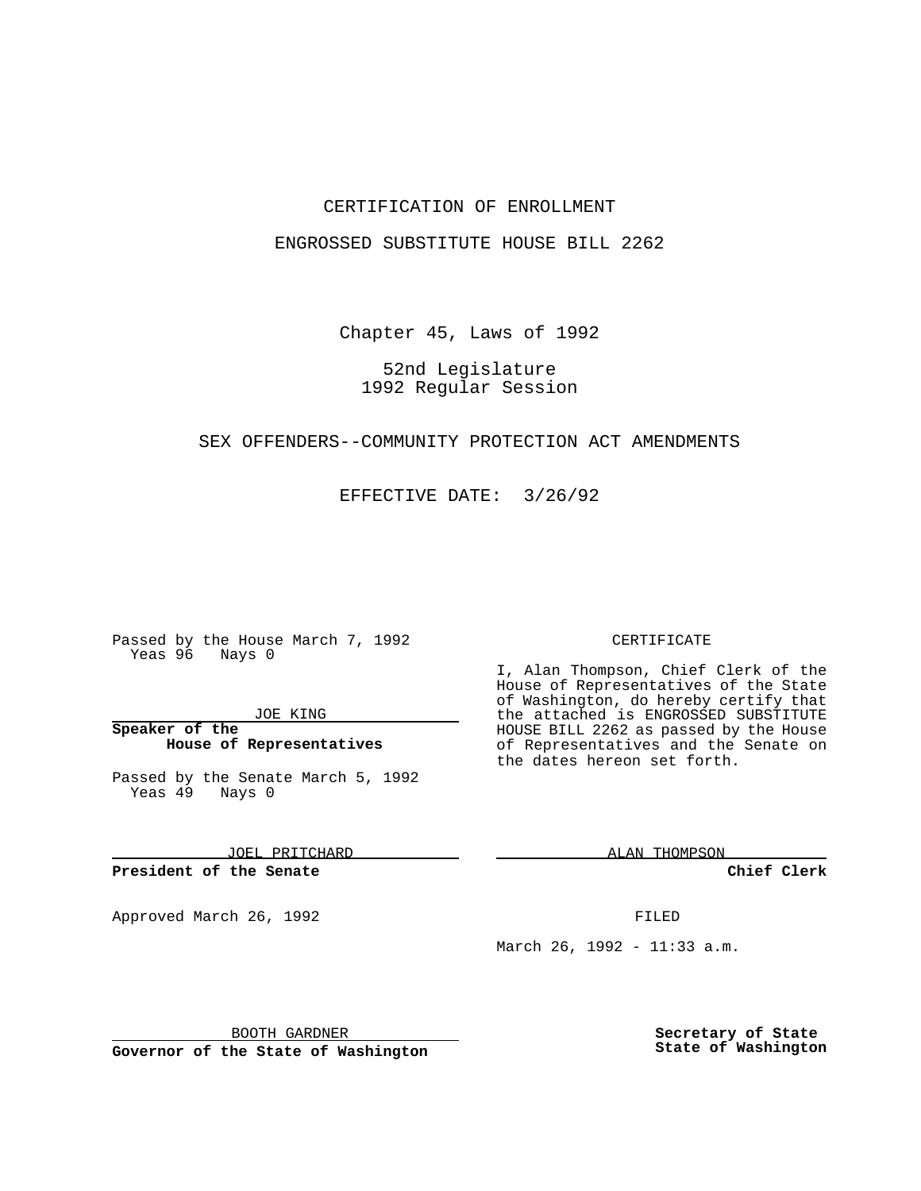CERTIFICATION OF ENROLLMENT

ENGROSSED SUBSTITUTE HOUSE BILL 2262

Chapter 45, Laws of 1992

52nd Legislature
1992 Regular Session

SEX OFFENDERS--COMMUNITY PROTECTION ACT AMENDMENTS

EFFECTIVE DATE: 3/26/92

Passed by the House March 7, 1992
Yeas 96 Nays 0

JOE KING

**Speaker of the House of Representatives**

Passed by the Senate March 5, 1992
Yeas 49 Nays 0

JOEL PRITCHARD

**President of the Senate**

Approved March 26, 1992

BOOTH GARDNER

**Governor of the State of Washington**

CERTIFICATE

I, Alan Thompson, Chief Clerk of the House of Representatives of the State of Washington, do hereby certify that the attached is ENGROSSED SUBSTITUTE HOUSE BILL 2262 as passed by the House of Representatives and the Senate on the dates hereon set forth.

ALAN THOMPSON

**Chief Clerk**

FILED

March 26, 1992 - 11:33 a.m.

**Secretary of State**
**State of Washington**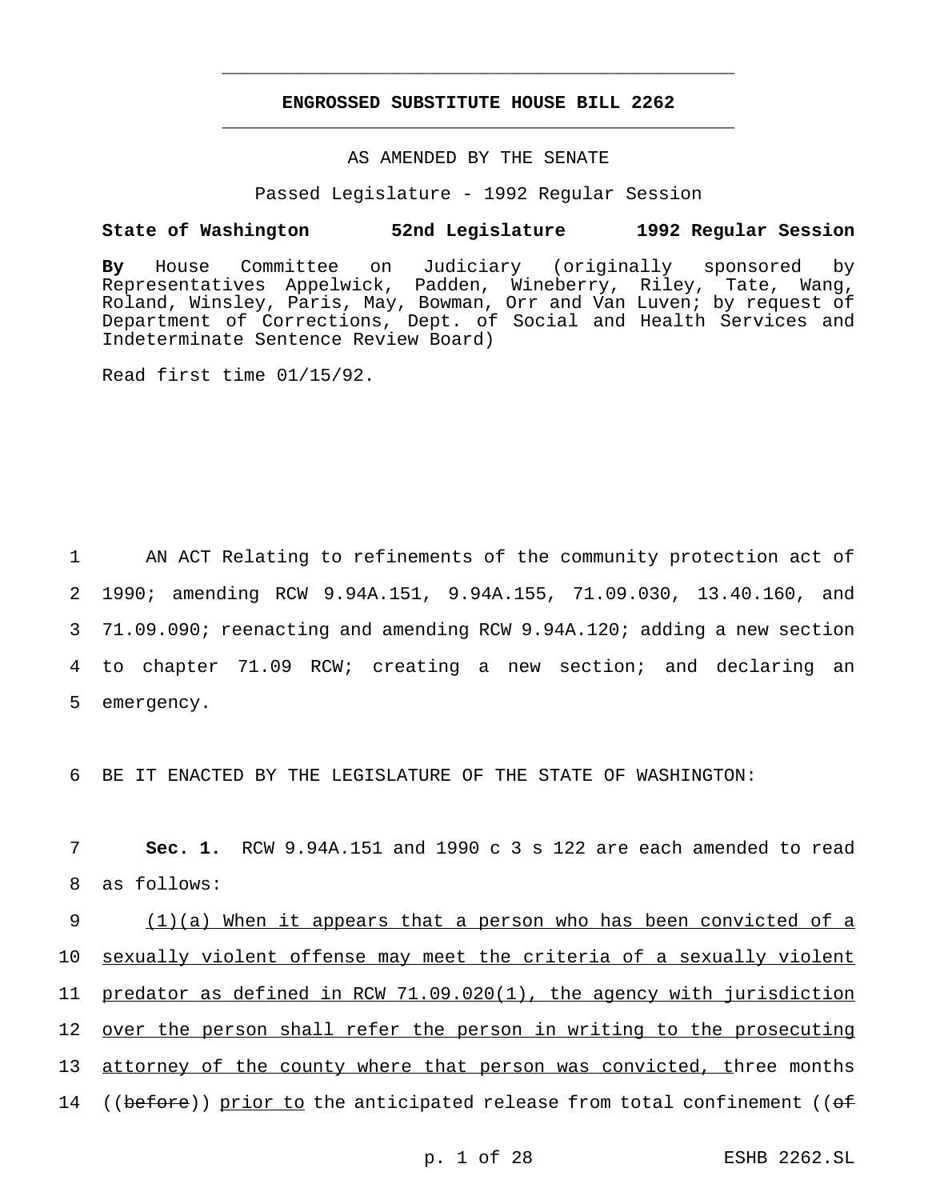# ENGROSSED SUBSTITUTE HOUSE BILL 2262

AS AMENDED BY THE SENATE

Passed Legislature - 1992 Regular Session

**State of Washington 52nd Legislature 1992 Regular Session**

**By** House Committee on Judiciary (originally sponsored by Representatives Appelwick, Padden, Wineberry, Riley, Tate, Wang, Roland, Winsley, Paris, May, Bowman, Orr and Van Luven; by request of Department of Corrections, Dept. of Social and Health Services and Indeterminate Sentence Review Board)

Read first time 01/15/92.

1 AN ACT Relating to refinements of the community protection act of 2 1990; amending RCW 9.94A.151, 9.94A.155, 71.09.030, 13.40.160, and 3 71.09.090; reenacting and amending RCW 9.94A.120; adding a new section 4 to chapter 71.09 RCW; creating a new section; and declaring an 5 emergency.

6 BE IT ENACTED BY THE LEGISLATURE OF THE STATE OF WASHINGTON:

7 **Sec. 1.** RCW 9.94A.151 and 1990 c 3 s 122 are each amended to read 8 as follows:

9 (1)(a) When it appears that a person who has been convicted of a 10 sexually violent offense may meet the criteria of a sexually violent 11 predator as defined in RCW 71.09.020(1), the agency with jurisdiction 12 over the person shall refer the person in writing to the prosecuting 13 attorney of the county where that person was convicted, three months 14 ((~~before~~)) prior to the anticipated release from total confinement ((~~of~~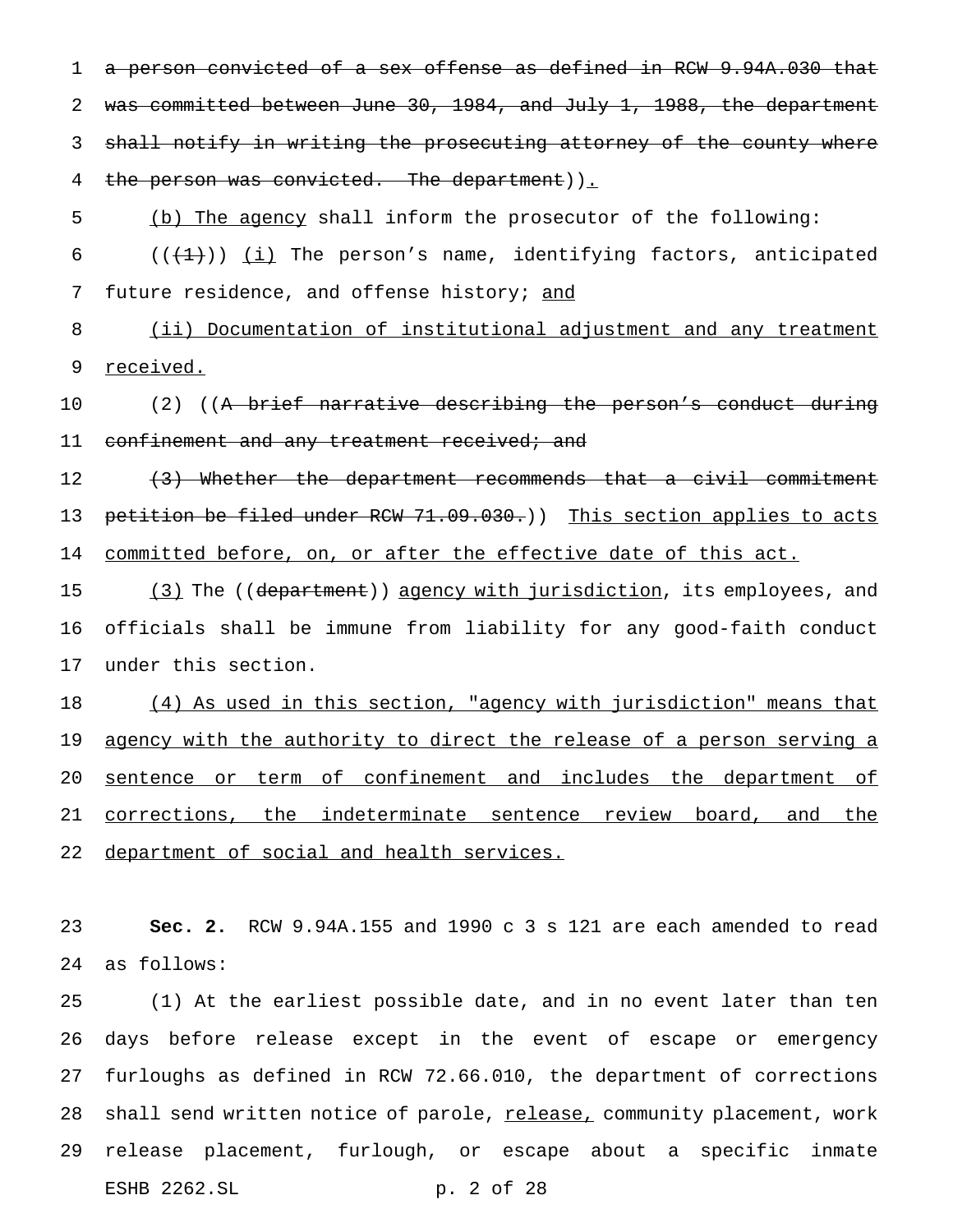a person convicted of a sex offense as defined in RCW 9.94A.030 that was committed between June 30, 1984, and July 1, 1988, the department shall notify in writing the prosecuting attorney of the county where the person was convicted. The department)).

(b) The agency shall inform the prosecutor of the following:

(((1))) (i) The person's name, identifying factors, anticipated future residence, and offense history; and

(ii) Documentation of institutional adjustment and any treatment received.

(2) ((A brief narrative describing the person's conduct during confinement and any treatment received; and

(3) Whether the department recommends that a civil commitment petition be filed under RCW 71.09.030.)) This section applies to acts committed before, on, or after the effective date of this act.

(3) The ((department)) agency with jurisdiction, its employees, and officials shall be immune from liability for any good-faith conduct under this section.

(4) As used in this section, "agency with jurisdiction" means that agency with the authority to direct the release of a person serving a sentence or term of confinement and includes the department of corrections, the indeterminate sentence review board, and the department of social and health services.

**Sec. 2.** RCW 9.94A.155 and 1990 c 3 s 121 are each amended to read as follows:

(1) At the earliest possible date, and in no event later than ten days before release except in the event of escape or emergency furloughs as defined in RCW 72.66.010, the department of corrections shall send written notice of parole, release, community placement, work release placement, furlough, or escape about a specific inmate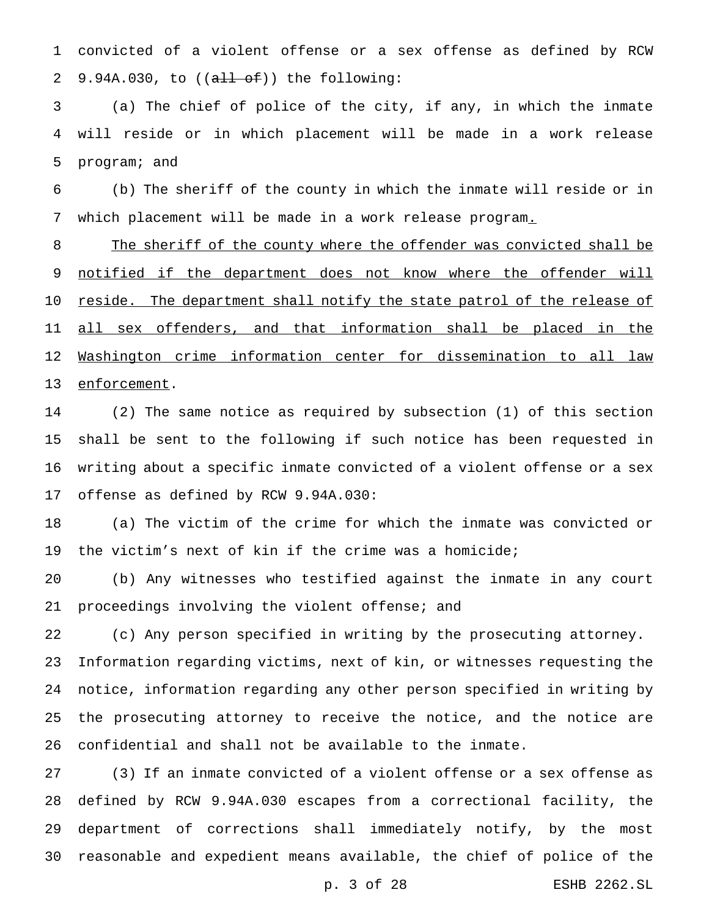convicted of a violent offense or a sex offense as defined by RCW 9.94A.030, to ((~~all of~~)) the following:

(a) The chief of police of the city, if any, in which the inmate will reside or in which placement will be made in a work release program; and

(b) The sheriff of the county in which the inmate will reside or in which placement will be made in a work release program.

The sheriff of the county where the offender was convicted shall be notified if the department does not know where the offender will reside. The department shall notify the state patrol of the release of all sex offenders, and that information shall be placed in the Washington crime information center for dissemination to all law enforcement.

(2) The same notice as required by subsection (1) of this section shall be sent to the following if such notice has been requested in writing about a specific inmate convicted of a violent offense or a sex offense as defined by RCW 9.94A.030:

(a) The victim of the crime for which the inmate was convicted or the victim's next of kin if the crime was a homicide;

(b) Any witnesses who testified against the inmate in any court proceedings involving the violent offense; and

(c) Any person specified in writing by the prosecuting attorney. Information regarding victims, next of kin, or witnesses requesting the notice, information regarding any other person specified in writing by the prosecuting attorney to receive the notice, and the notice are confidential and shall not be available to the inmate.

(3) If an inmate convicted of a violent offense or a sex offense as defined by RCW 9.94A.030 escapes from a correctional facility, the department of corrections shall immediately notify, by the most reasonable and expedient means available, the chief of police of the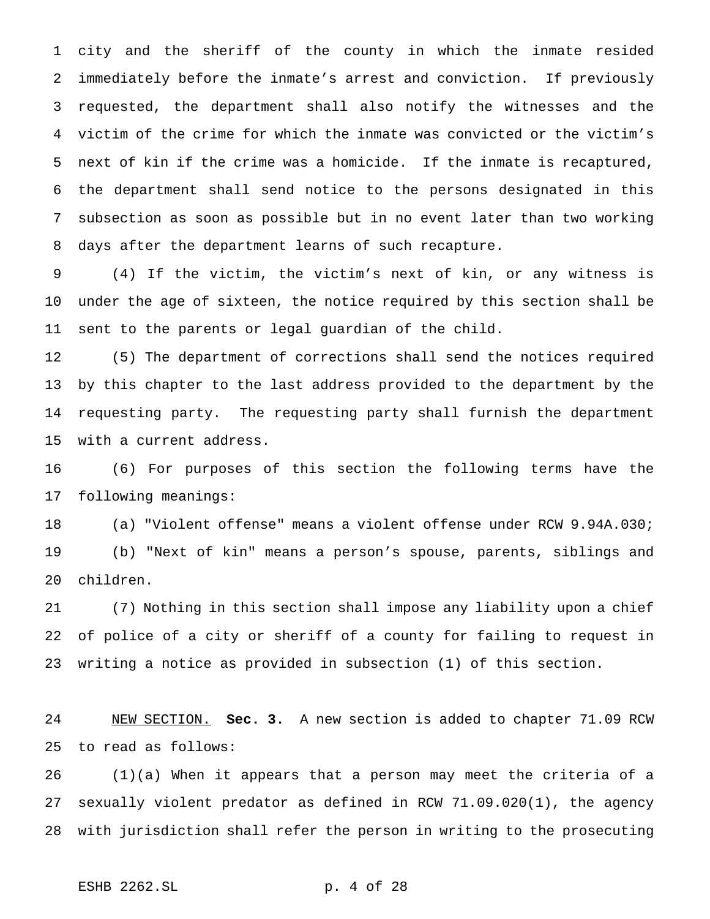city and the sheriff of the county in which the inmate resided immediately before the inmate's arrest and conviction. If previously requested, the department shall also notify the witnesses and the victim of the crime for which the inmate was convicted or the victim's next of kin if the crime was a homicide. If the inmate is recaptured, the department shall send notice to the persons designated in this subsection as soon as possible but in no event later than two working days after the department learns of such recapture.

(4) If the victim, the victim's next of kin, or any witness is under the age of sixteen, the notice required by this section shall be sent to the parents or legal guardian of the child.

(5) The department of corrections shall send the notices required by this chapter to the last address provided to the department by the requesting party. The requesting party shall furnish the department with a current address.

(6) For purposes of this section the following terms have the following meanings:

(a) "Violent offense" means a violent offense under RCW 9.94A.030;

(b) "Next of kin" means a person's spouse, parents, siblings and children.

(7) Nothing in this section shall impose any liability upon a chief of police of a city or sheriff of a county for failing to request in writing a notice as provided in subsection (1) of this section.

NEW SECTION. **Sec. 3.** A new section is added to chapter 71.09 RCW to read as follows:

(1)(a) When it appears that a person may meet the criteria of a sexually violent predator as defined in RCW 71.09.020(1), the agency with jurisdiction shall refer the person in writing to the prosecuting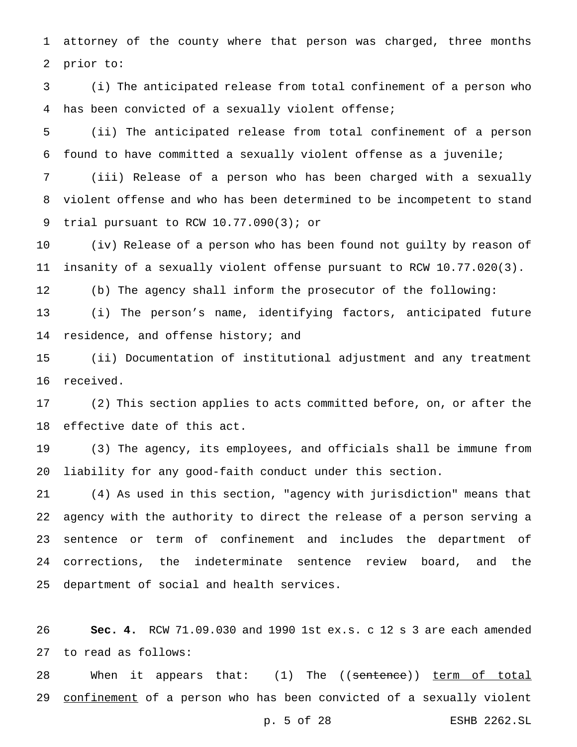attorney of the county where that person was charged, three months prior to:

(i) The anticipated release from total confinement of a person who has been convicted of a sexually violent offense;

(ii) The anticipated release from total confinement of a person found to have committed a sexually violent offense as a juvenile;

(iii) Release of a person who has been charged with a sexually violent offense and who has been determined to be incompetent to stand trial pursuant to RCW 10.77.090(3); or

(iv) Release of a person who has been found not guilty by reason of insanity of a sexually violent offense pursuant to RCW 10.77.020(3).

(b) The agency shall inform the prosecutor of the following:

(i) The person's name, identifying factors, anticipated future residence, and offense history; and

(ii) Documentation of institutional adjustment and any treatment received.

(2) This section applies to acts committed before, on, or after the effective date of this act.

(3) The agency, its employees, and officials shall be immune from liability for any good-faith conduct under this section.

(4) As used in this section, "agency with jurisdiction" means that agency with the authority to direct the release of a person serving a sentence or term of confinement and includes the department of corrections, the indeterminate sentence review board, and the department of social and health services.

**Sec. 4.** RCW 71.09.030 and 1990 1st ex.s. c 12 s 3 are each amended to read as follows:

When it appears that: (1) The ((~~sentence~~)) <u>term of total confinement</u> of a person who has been convicted of a sexually violent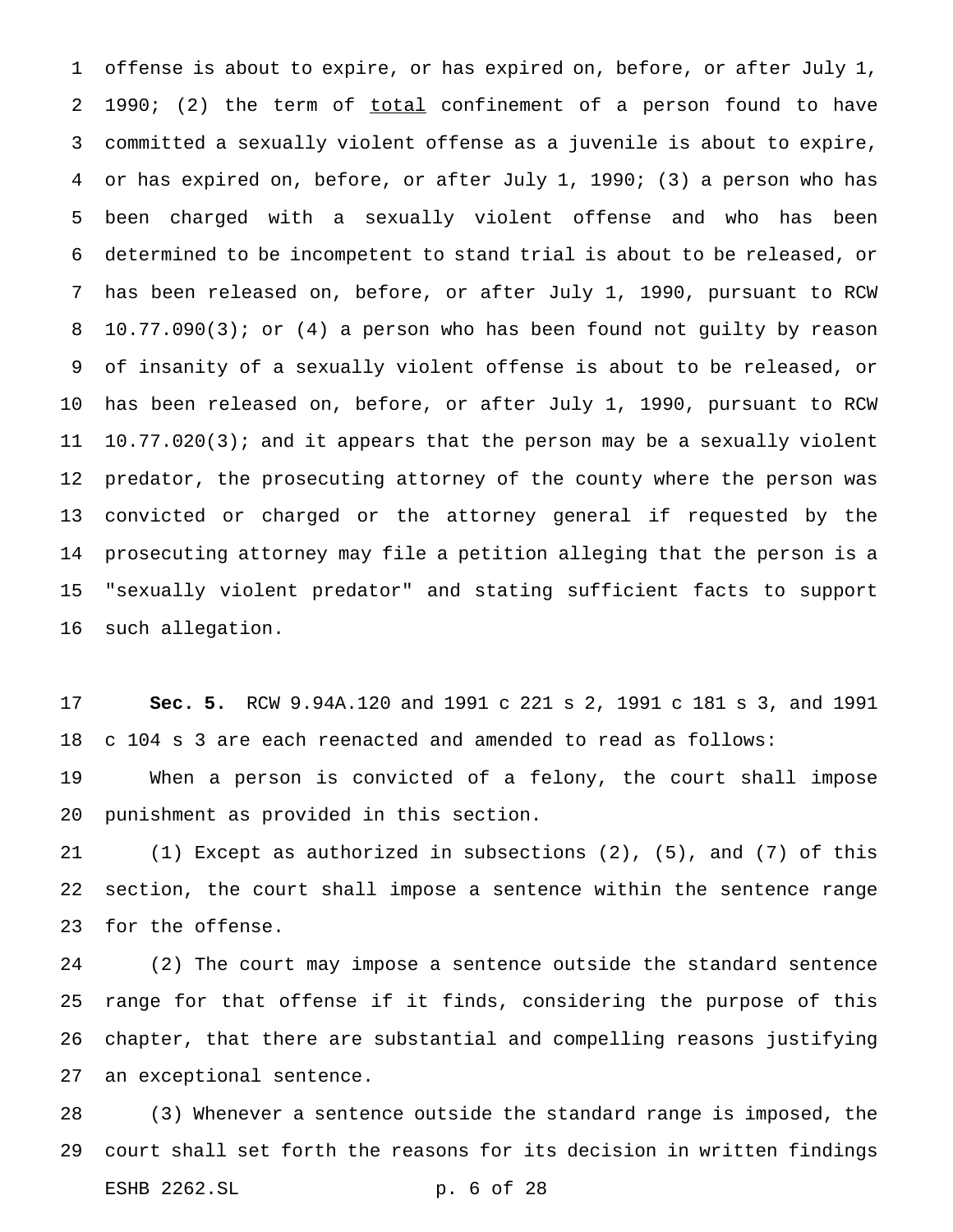offense is about to expire, or has expired on, before, or after July 1, 1990; (2) the term of <u>total</u> confinement of a person found to have committed a sexually violent offense as a juvenile is about to expire, or has expired on, before, or after July 1, 1990; (3) a person who has been charged with a sexually violent offense and who has been determined to be incompetent to stand trial is about to be released, or has been released on, before, or after July 1, 1990, pursuant to RCW 10.77.090(3); or (4) a person who has been found not guilty by reason of insanity of a sexually violent offense is about to be released, or has been released on, before, or after July 1, 1990, pursuant to RCW 10.77.020(3); and it appears that the person may be a sexually violent predator, the prosecuting attorney of the county where the person was convicted or charged or the attorney general if requested by the prosecuting attorney may file a petition alleging that the person is a "sexually violent predator" and stating sufficient facts to support such allegation.

**Sec. 5.** RCW 9.94A.120 and 1991 c 221 s 2, 1991 c 181 s 3, and 1991 c 104 s 3 are each reenacted and amended to read as follows:

When a person is convicted of a felony, the court shall impose punishment as provided in this section.

(1) Except as authorized in subsections (2), (5), and (7) of this section, the court shall impose a sentence within the sentence range for the offense.

(2) The court may impose a sentence outside the standard sentence range for that offense if it finds, considering the purpose of this chapter, that there are substantial and compelling reasons justifying an exceptional sentence.

(3) Whenever a sentence outside the standard range is imposed, the court shall set forth the reasons for its decision in written findings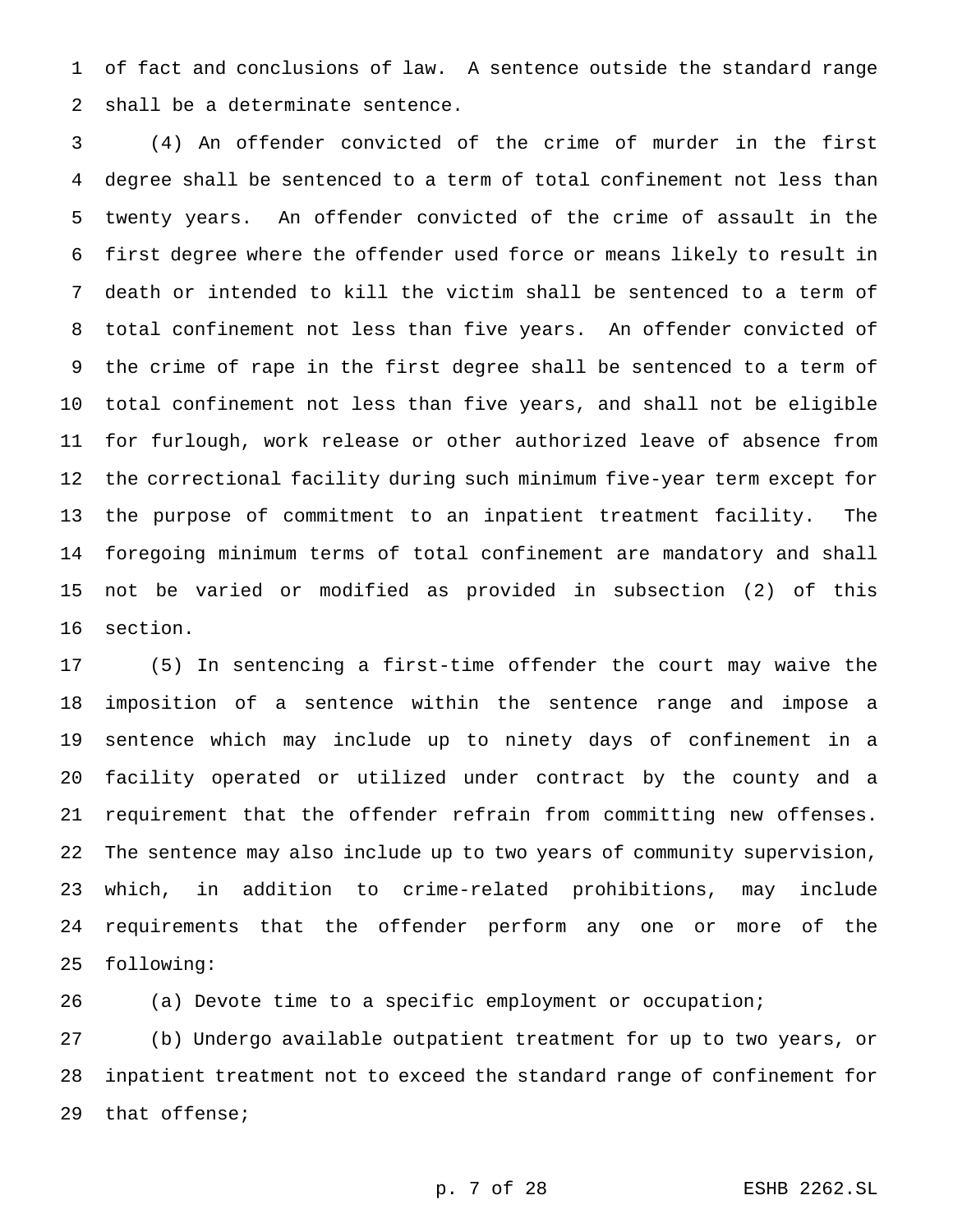of fact and conclusions of law. A sentence outside the standard range shall be a determinate sentence.

(4) An offender convicted of the crime of murder in the first degree shall be sentenced to a term of total confinement not less than twenty years. An offender convicted of the crime of assault in the first degree where the offender used force or means likely to result in death or intended to kill the victim shall be sentenced to a term of total confinement not less than five years. An offender convicted of the crime of rape in the first degree shall be sentenced to a term of total confinement not less than five years, and shall not be eligible for furlough, work release or other authorized leave of absence from the correctional facility during such minimum five-year term except for the purpose of commitment to an inpatient treatment facility. The foregoing minimum terms of total confinement are mandatory and shall not be varied or modified as provided in subsection (2) of this section.

(5) In sentencing a first-time offender the court may waive the imposition of a sentence within the sentence range and impose a sentence which may include up to ninety days of confinement in a facility operated or utilized under contract by the county and a requirement that the offender refrain from committing new offenses. The sentence may also include up to two years of community supervision, which, in addition to crime-related prohibitions, may include requirements that the offender perform any one or more of the following:

(a) Devote time to a specific employment or occupation;

(b) Undergo available outpatient treatment for up to two years, or inpatient treatment not to exceed the standard range of confinement for that offense;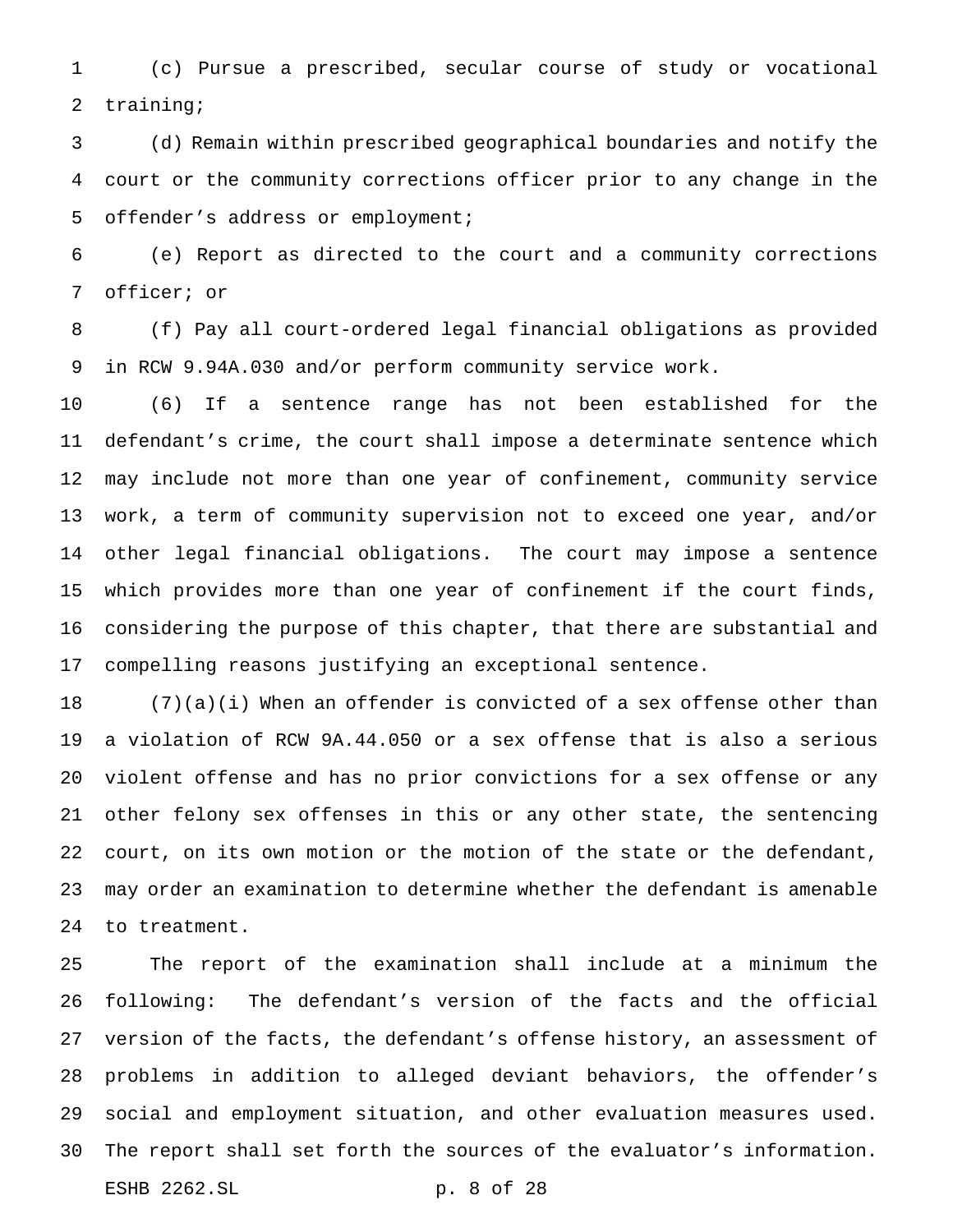(c) Pursue a prescribed, secular course of study or vocational training;

(d) Remain within prescribed geographical boundaries and notify the court or the community corrections officer prior to any change in the offender's address or employment;

(e) Report as directed to the court and a community corrections officer; or

(f) Pay all court-ordered legal financial obligations as provided in RCW 9.94A.030 and/or perform community service work.

(6) If a sentence range has not been established for the defendant's crime, the court shall impose a determinate sentence which may include not more than one year of confinement, community service work, a term of community supervision not to exceed one year, and/or other legal financial obligations. The court may impose a sentence which provides more than one year of confinement if the court finds, considering the purpose of this chapter, that there are substantial and compelling reasons justifying an exceptional sentence.

(7)(a)(i) When an offender is convicted of a sex offense other than a violation of RCW 9A.44.050 or a sex offense that is also a serious violent offense and has no prior convictions for a sex offense or any other felony sex offenses in this or any other state, the sentencing court, on its own motion or the motion of the state or the defendant, may order an examination to determine whether the defendant is amenable to treatment.

The report of the examination shall include at a minimum the following: The defendant's version of the facts and the official version of the facts, the defendant's offense history, an assessment of problems in addition to alleged deviant behaviors, the offender's social and employment situation, and other evaluation measures used. The report shall set forth the sources of the evaluator's information.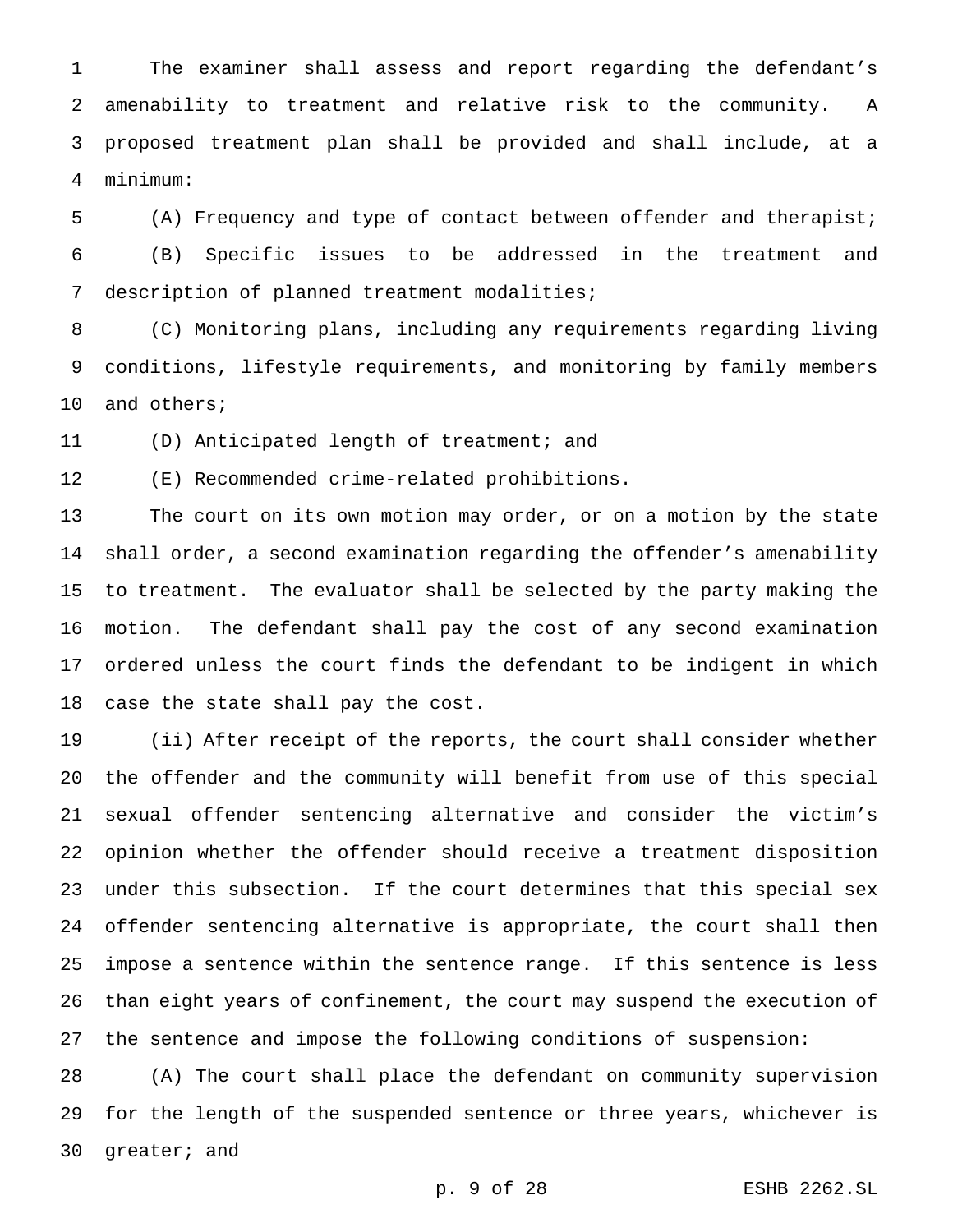The examiner shall assess and report regarding the defendant's amenability to treatment and relative risk to the community. A proposed treatment plan shall be provided and shall include, at a minimum:

(A) Frequency and type of contact between offender and therapist;

(B) Specific issues to be addressed in the treatment and description of planned treatment modalities;

(C) Monitoring plans, including any requirements regarding living conditions, lifestyle requirements, and monitoring by family members and others;

(D) Anticipated length of treatment; and

(E) Recommended crime-related prohibitions.

The court on its own motion may order, or on a motion by the state shall order, a second examination regarding the offender's amenability to treatment. The evaluator shall be selected by the party making the motion. The defendant shall pay the cost of any second examination ordered unless the court finds the defendant to be indigent in which case the state shall pay the cost.

(ii) After receipt of the reports, the court shall consider whether the offender and the community will benefit from use of this special sexual offender sentencing alternative and consider the victim's opinion whether the offender should receive a treatment disposition under this subsection. If the court determines that this special sex offender sentencing alternative is appropriate, the court shall then impose a sentence within the sentence range. If this sentence is less than eight years of confinement, the court may suspend the execution of the sentence and impose the following conditions of suspension:

(A) The court shall place the defendant on community supervision for the length of the suspended sentence or three years, whichever is greater; and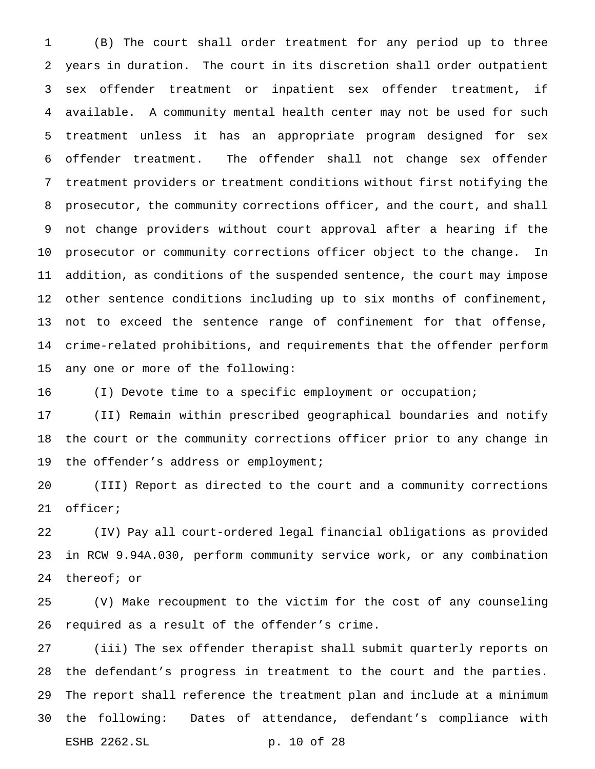(B) The court shall order treatment for any period up to three years in duration. The court in its discretion shall order outpatient sex offender treatment or inpatient sex offender treatment, if available. A community mental health center may not be used for such treatment unless it has an appropriate program designed for sex offender treatment. The offender shall not change sex offender treatment providers or treatment conditions without first notifying the prosecutor, the community corrections officer, and the court, and shall not change providers without court approval after a hearing if the prosecutor or community corrections officer object to the change. In addition, as conditions of the suspended sentence, the court may impose other sentence conditions including up to six months of confinement, not to exceed the sentence range of confinement for that offense, crime-related prohibitions, and requirements that the offender perform any one or more of the following:

(I) Devote time to a specific employment or occupation;

(II) Remain within prescribed geographical boundaries and notify the court or the community corrections officer prior to any change in the offender's address or employment;

(III) Report as directed to the court and a community corrections officer;

(IV) Pay all court-ordered legal financial obligations as provided in RCW 9.94A.030, perform community service work, or any combination thereof; or

(V) Make recoupment to the victim for the cost of any counseling required as a result of the offender's crime.

(iii) The sex offender therapist shall submit quarterly reports on the defendant's progress in treatment to the court and the parties. The report shall reference the treatment plan and include at a minimum the following: Dates of attendance, defendant's compliance with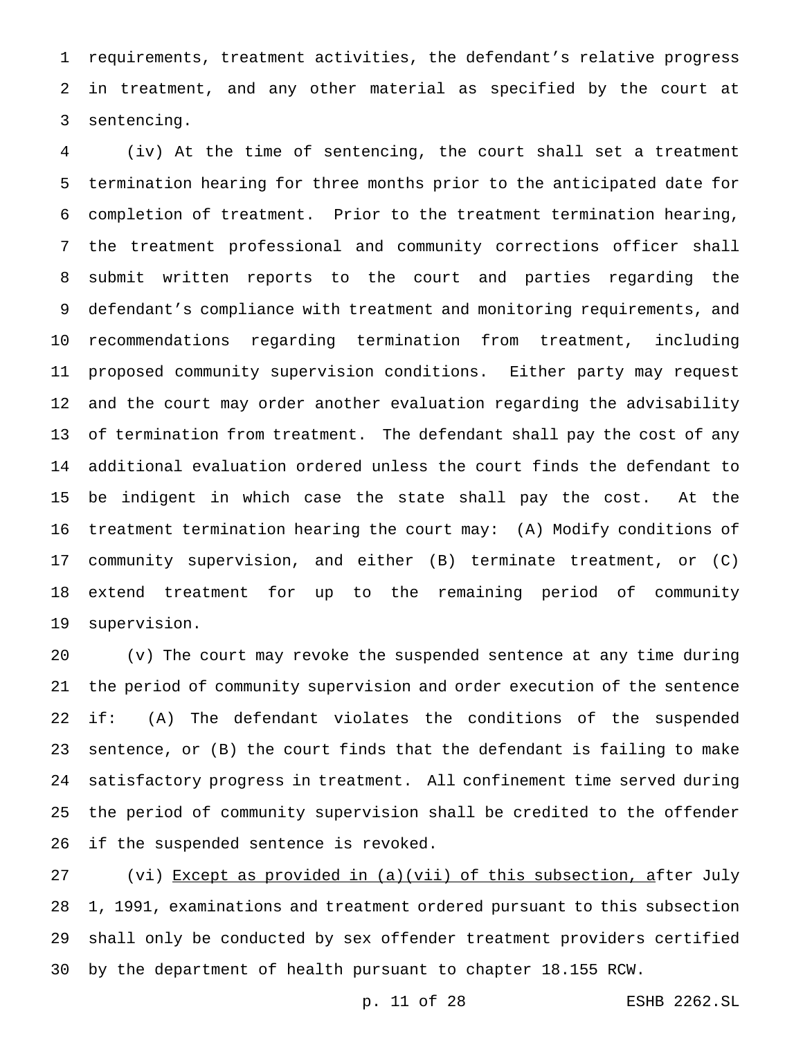requirements, treatment activities, the defendant's relative progress in treatment, and any other material as specified by the court at sentencing.

(iv) At the time of sentencing, the court shall set a treatment termination hearing for three months prior to the anticipated date for completion of treatment. Prior to the treatment termination hearing, the treatment professional and community corrections officer shall submit written reports to the court and parties regarding the defendant's compliance with treatment and monitoring requirements, and recommendations regarding termination from treatment, including proposed community supervision conditions. Either party may request and the court may order another evaluation regarding the advisability of termination from treatment. The defendant shall pay the cost of any additional evaluation ordered unless the court finds the defendant to be indigent in which case the state shall pay the cost. At the treatment termination hearing the court may: (A) Modify conditions of community supervision, and either (B) terminate treatment, or (C) extend treatment for up to the remaining period of community supervision.

(v) The court may revoke the suspended sentence at any time during the period of community supervision and order execution of the sentence if: (A) The defendant violates the conditions of the suspended sentence, or (B) the court finds that the defendant is failing to make satisfactory progress in treatment. All confinement time served during the period of community supervision shall be credited to the offender if the suspended sentence is revoked.

(vi) <u>Except as provided in (a)(vii) of this subsection, a</u>fter July 1, 1991, examinations and treatment ordered pursuant to this subsection shall only be conducted by sex offender treatment providers certified by the department of health pursuant to chapter 18.155 RCW.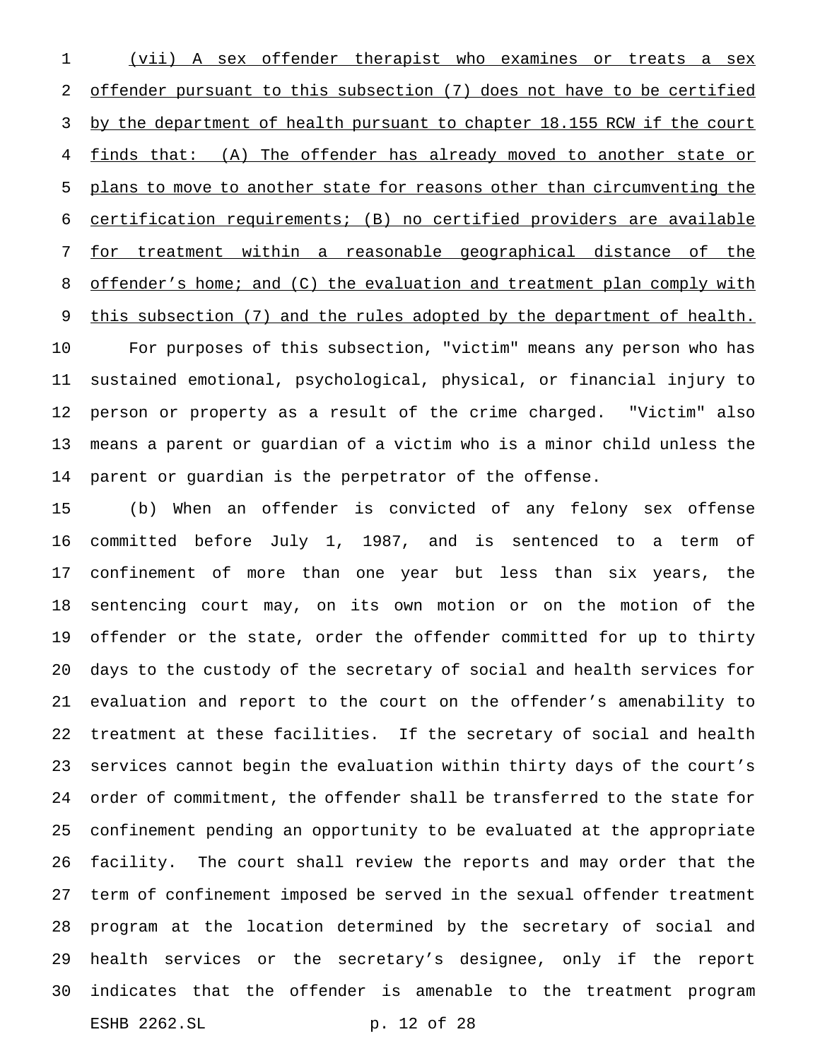(vii) A sex offender therapist who examines or treats a sex offender pursuant to this subsection (7) does not have to be certified by the department of health pursuant to chapter 18.155 RCW if the court finds that: (A) The offender has already moved to another state or plans to move to another state for reasons other than circumventing the certification requirements; (B) no certified providers are available for treatment within a reasonable geographical distance of the offender's home; and (C) the evaluation and treatment plan comply with this subsection (7) and the rules adopted by the department of health.

For purposes of this subsection, "victim" means any person who has sustained emotional, psychological, physical, or financial injury to person or property as a result of the crime charged. "Victim" also means a parent or guardian of a victim who is a minor child unless the parent or guardian is the perpetrator of the offense.

(b) When an offender is convicted of any felony sex offense committed before July 1, 1987, and is sentenced to a term of confinement of more than one year but less than six years, the sentencing court may, on its own motion or on the motion of the offender or the state, order the offender committed for up to thirty days to the custody of the secretary of social and health services for evaluation and report to the court on the offender's amenability to treatment at these facilities. If the secretary of social and health services cannot begin the evaluation within thirty days of the court's order of commitment, the offender shall be transferred to the state for confinement pending an opportunity to be evaluated at the appropriate facility. The court shall review the reports and may order that the term of confinement imposed be served in the sexual offender treatment program at the location determined by the secretary of social and health services or the secretary's designee, only if the report indicates that the offender is amenable to the treatment program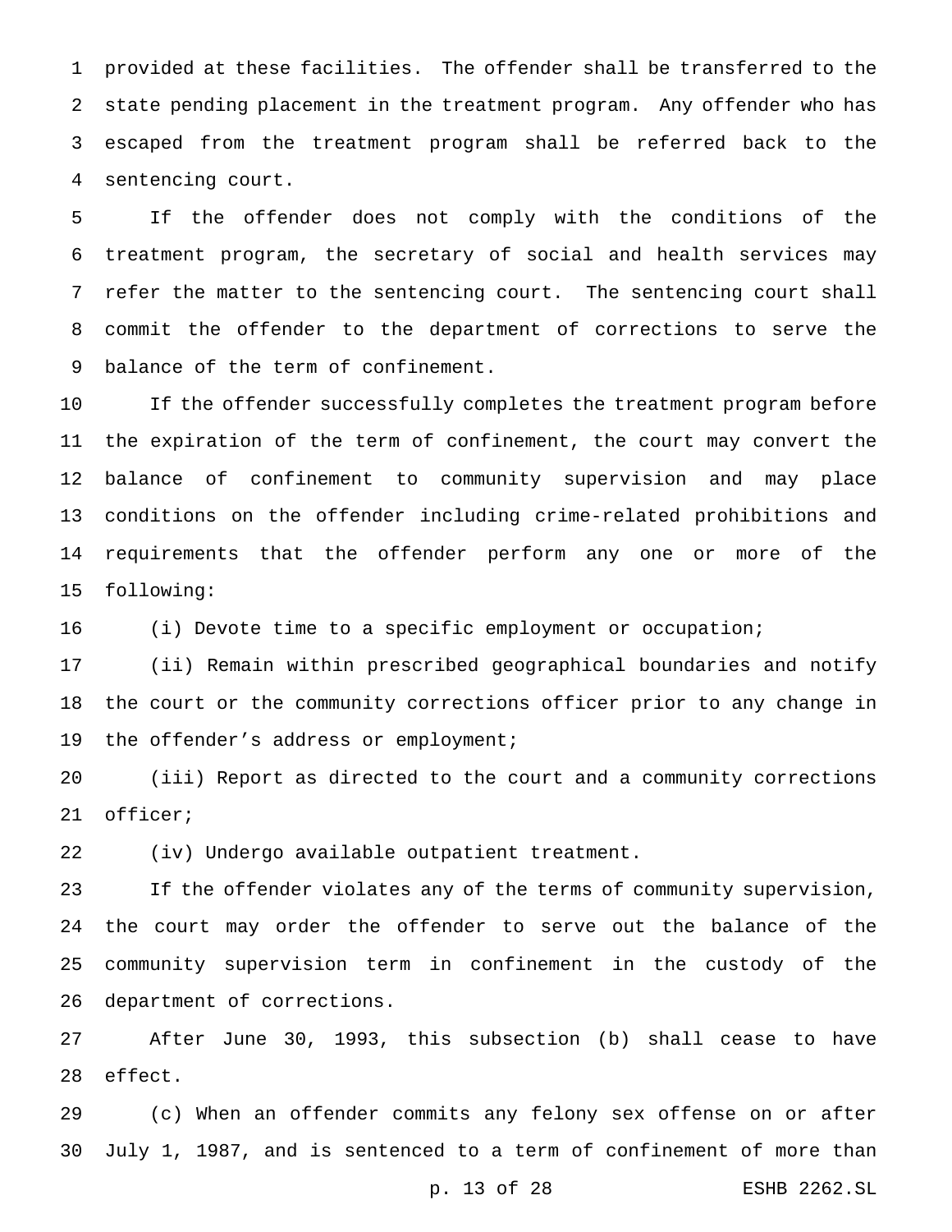provided at these facilities. The offender shall be transferred to the state pending placement in the treatment program. Any offender who has escaped from the treatment program shall be referred back to the sentencing court.

If the offender does not comply with the conditions of the treatment program, the secretary of social and health services may refer the matter to the sentencing court. The sentencing court shall commit the offender to the department of corrections to serve the balance of the term of confinement.

If the offender successfully completes the treatment program before the expiration of the term of confinement, the court may convert the balance of confinement to community supervision and may place conditions on the offender including crime-related prohibitions and requirements that the offender perform any one or more of the following:

(i) Devote time to a specific employment or occupation;

(ii) Remain within prescribed geographical boundaries and notify the court or the community corrections officer prior to any change in the offender's address or employment;

(iii) Report as directed to the court and a community corrections officer;

(iv) Undergo available outpatient treatment.

If the offender violates any of the terms of community supervision, the court may order the offender to serve out the balance of the community supervision term in confinement in the custody of the department of corrections.

After June 30, 1993, this subsection (b) shall cease to have effect.

(c) When an offender commits any felony sex offense on or after July 1, 1987, and is sentenced to a term of confinement of more than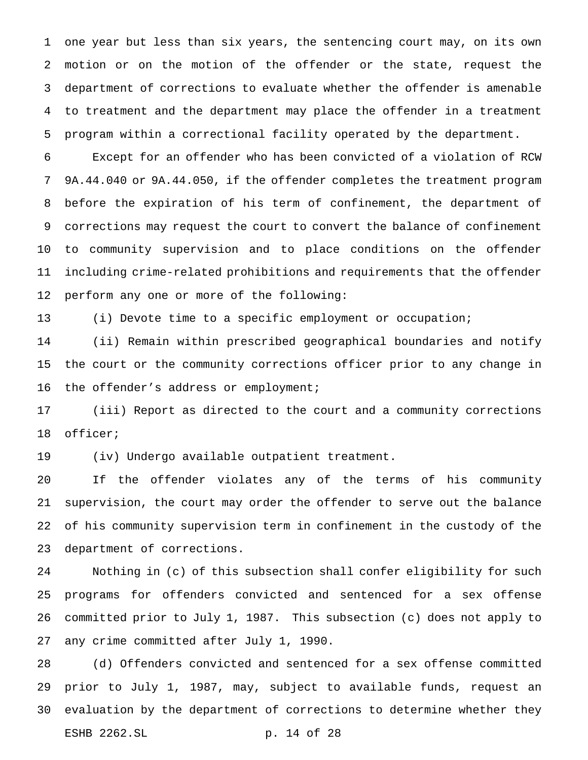one year but less than six years, the sentencing court may, on its own motion or on the motion of the offender or the state, request the department of corrections to evaluate whether the offender is amenable to treatment and the department may place the offender in a treatment program within a correctional facility operated by the department.

Except for an offender who has been convicted of a violation of RCW 9A.44.040 or 9A.44.050, if the offender completes the treatment program before the expiration of his term of confinement, the department of corrections may request the court to convert the balance of confinement to community supervision and to place conditions on the offender including crime-related prohibitions and requirements that the offender perform any one or more of the following:

(i) Devote time to a specific employment or occupation;

(ii) Remain within prescribed geographical boundaries and notify the court or the community corrections officer prior to any change in the offender's address or employment;

(iii) Report as directed to the court and a community corrections officer;

(iv) Undergo available outpatient treatment.

If the offender violates any of the terms of his community supervision, the court may order the offender to serve out the balance of his community supervision term in confinement in the custody of the department of corrections.

Nothing in (c) of this subsection shall confer eligibility for such programs for offenders convicted and sentenced for a sex offense committed prior to July 1, 1987. This subsection (c) does not apply to any crime committed after July 1, 1990.

(d) Offenders convicted and sentenced for a sex offense committed prior to July 1, 1987, may, subject to available funds, request an evaluation by the department of corrections to determine whether they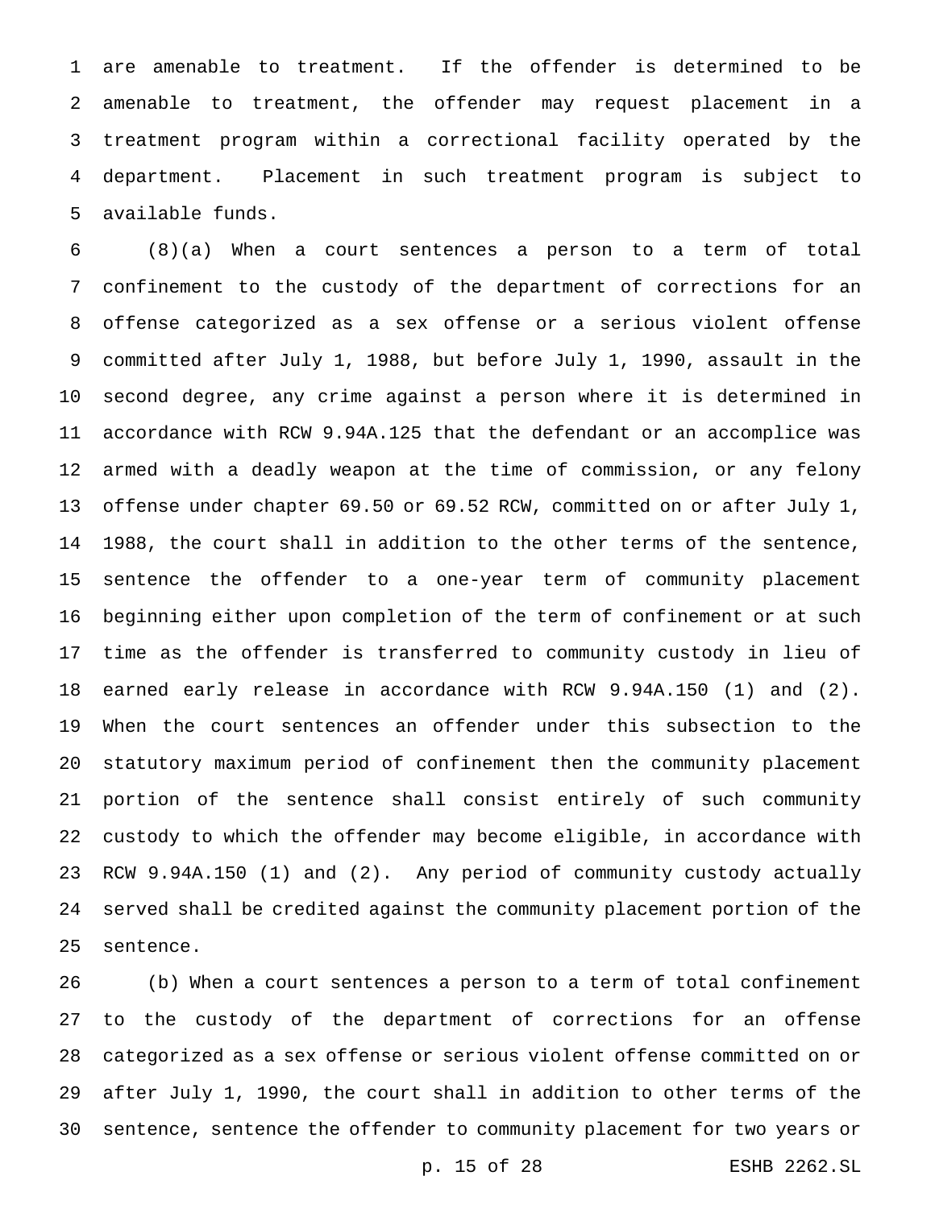are amenable to treatment. If the offender is determined to be amenable to treatment, the offender may request placement in a treatment program within a correctional facility operated by the department. Placement in such treatment program is subject to available funds.

(8)(a) When a court sentences a person to a term of total confinement to the custody of the department of corrections for an offense categorized as a sex offense or a serious violent offense committed after July 1, 1988, but before July 1, 1990, assault in the second degree, any crime against a person where it is determined in accordance with RCW 9.94A.125 that the defendant or an accomplice was armed with a deadly weapon at the time of commission, or any felony offense under chapter 69.50 or 69.52 RCW, committed on or after July 1, 1988, the court shall in addition to the other terms of the sentence, sentence the offender to a one-year term of community placement beginning either upon completion of the term of confinement or at such time as the offender is transferred to community custody in lieu of earned early release in accordance with RCW 9.94A.150 (1) and (2). When the court sentences an offender under this subsection to the statutory maximum period of confinement then the community placement portion of the sentence shall consist entirely of such community custody to which the offender may become eligible, in accordance with RCW 9.94A.150 (1) and (2). Any period of community custody actually served shall be credited against the community placement portion of the sentence.

(b) When a court sentences a person to a term of total confinement to the custody of the department of corrections for an offense categorized as a sex offense or serious violent offense committed on or after July 1, 1990, the court shall in addition to other terms of the sentence, sentence the offender to community placement for two years or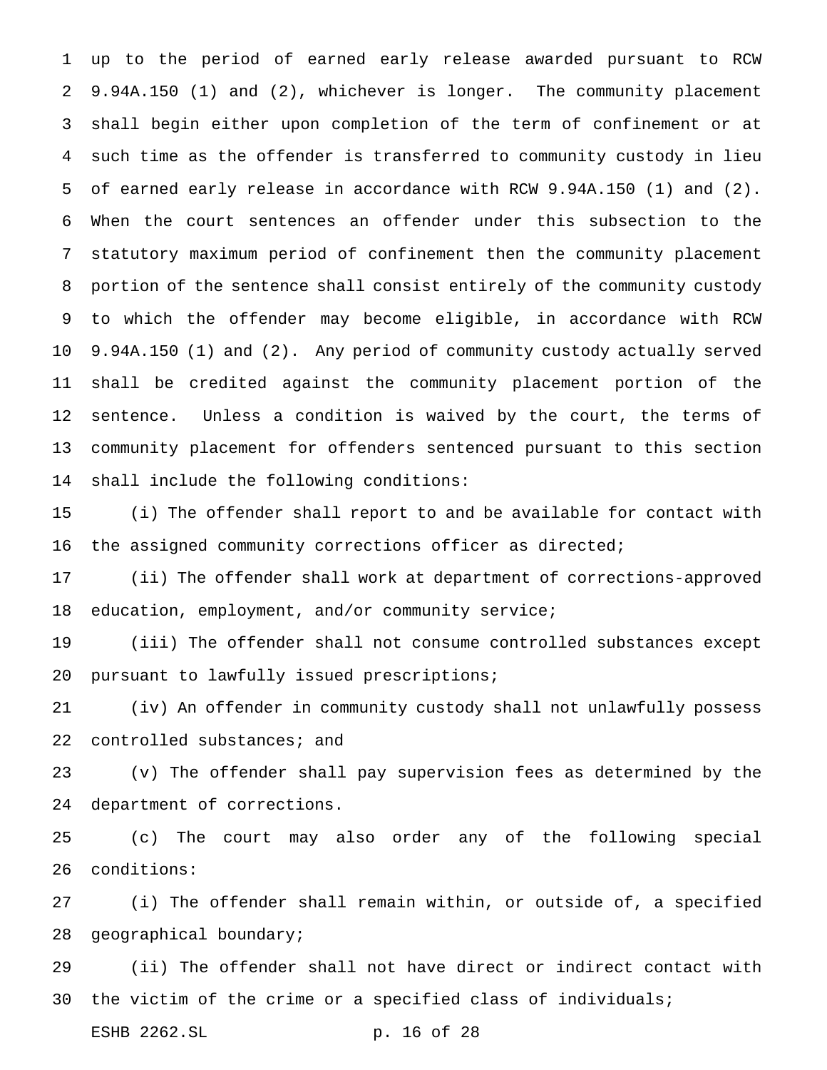up to the period of earned early release awarded pursuant to RCW 9.94A.150 (1) and (2), whichever is longer. The community placement shall begin either upon completion of the term of confinement or at such time as the offender is transferred to community custody in lieu of earned early release in accordance with RCW 9.94A.150 (1) and (2). When the court sentences an offender under this subsection to the statutory maximum period of confinement then the community placement portion of the sentence shall consist entirely of the community custody to which the offender may become eligible, in accordance with RCW 9.94A.150 (1) and (2). Any period of community custody actually served shall be credited against the community placement portion of the sentence. Unless a condition is waived by the court, the terms of community placement for offenders sentenced pursuant to this section shall include the following conditions:

(i) The offender shall report to and be available for contact with the assigned community corrections officer as directed;

(ii) The offender shall work at department of corrections-approved education, employment, and/or community service;

(iii) The offender shall not consume controlled substances except pursuant to lawfully issued prescriptions;

(iv) An offender in community custody shall not unlawfully possess controlled substances; and

(v) The offender shall pay supervision fees as determined by the department of corrections.

(c) The court may also order any of the following special conditions:

(i) The offender shall remain within, or outside of, a specified geographical boundary;

(ii) The offender shall not have direct or indirect contact with the victim of the crime or a specified class of individuals;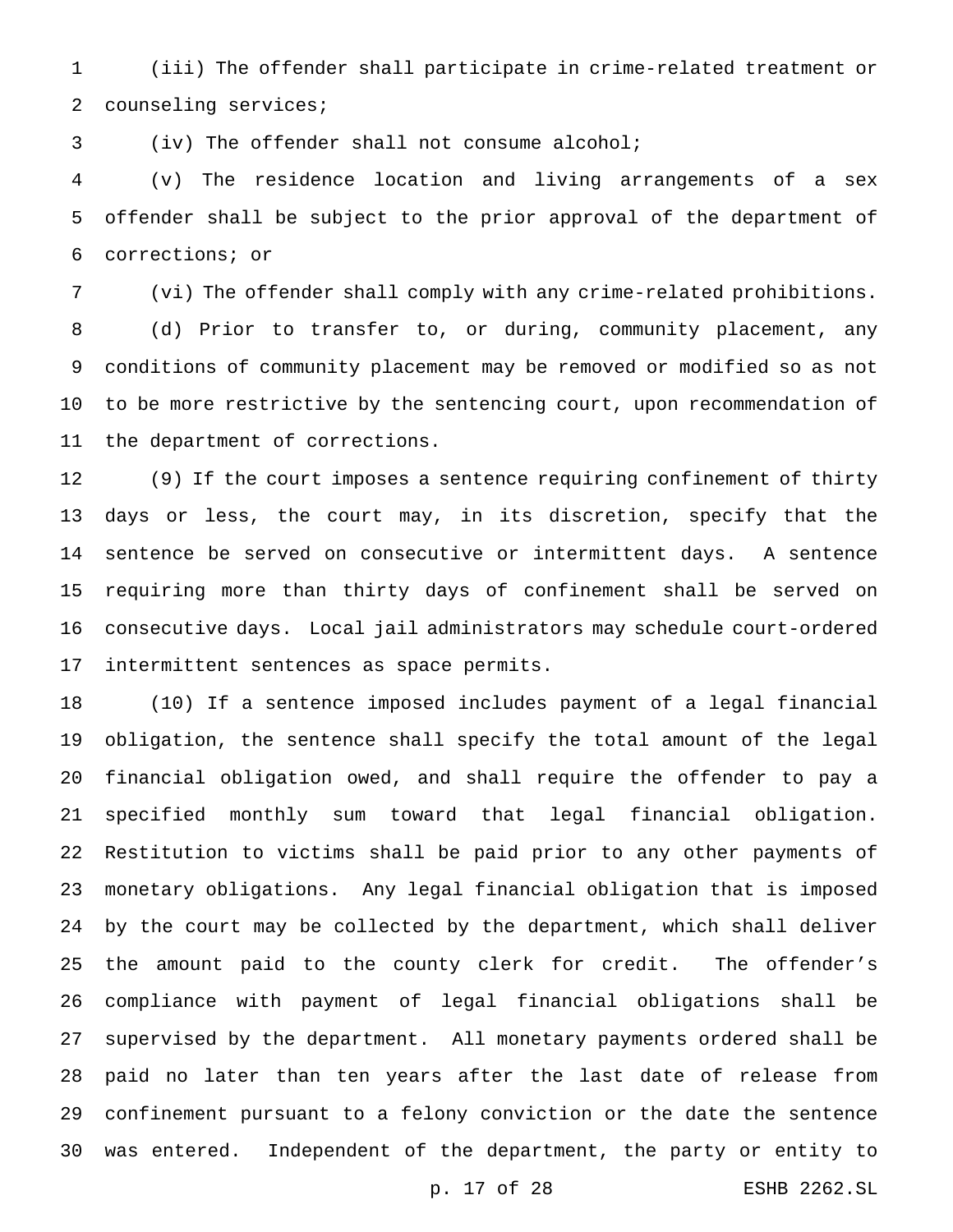(iii) The offender shall participate in crime-related treatment or counseling services;

(iv) The offender shall not consume alcohol;

(v) The residence location and living arrangements of a sex offender shall be subject to the prior approval of the department of corrections; or

(vi) The offender shall comply with any crime-related prohibitions.

(d) Prior to transfer to, or during, community placement, any conditions of community placement may be removed or modified so as not to be more restrictive by the sentencing court, upon recommendation of the department of corrections.

(9) If the court imposes a sentence requiring confinement of thirty days or less, the court may, in its discretion, specify that the sentence be served on consecutive or intermittent days. A sentence requiring more than thirty days of confinement shall be served on consecutive days. Local jail administrators may schedule court-ordered intermittent sentences as space permits.

(10) If a sentence imposed includes payment of a legal financial obligation, the sentence shall specify the total amount of the legal financial obligation owed, and shall require the offender to pay a specified monthly sum toward that legal financial obligation. Restitution to victims shall be paid prior to any other payments of monetary obligations. Any legal financial obligation that is imposed by the court may be collected by the department, which shall deliver the amount paid to the county clerk for credit. The offender's compliance with payment of legal financial obligations shall be supervised by the department. All monetary payments ordered shall be paid no later than ten years after the last date of release from confinement pursuant to a felony conviction or the date the sentence was entered. Independent of the department, the party or entity to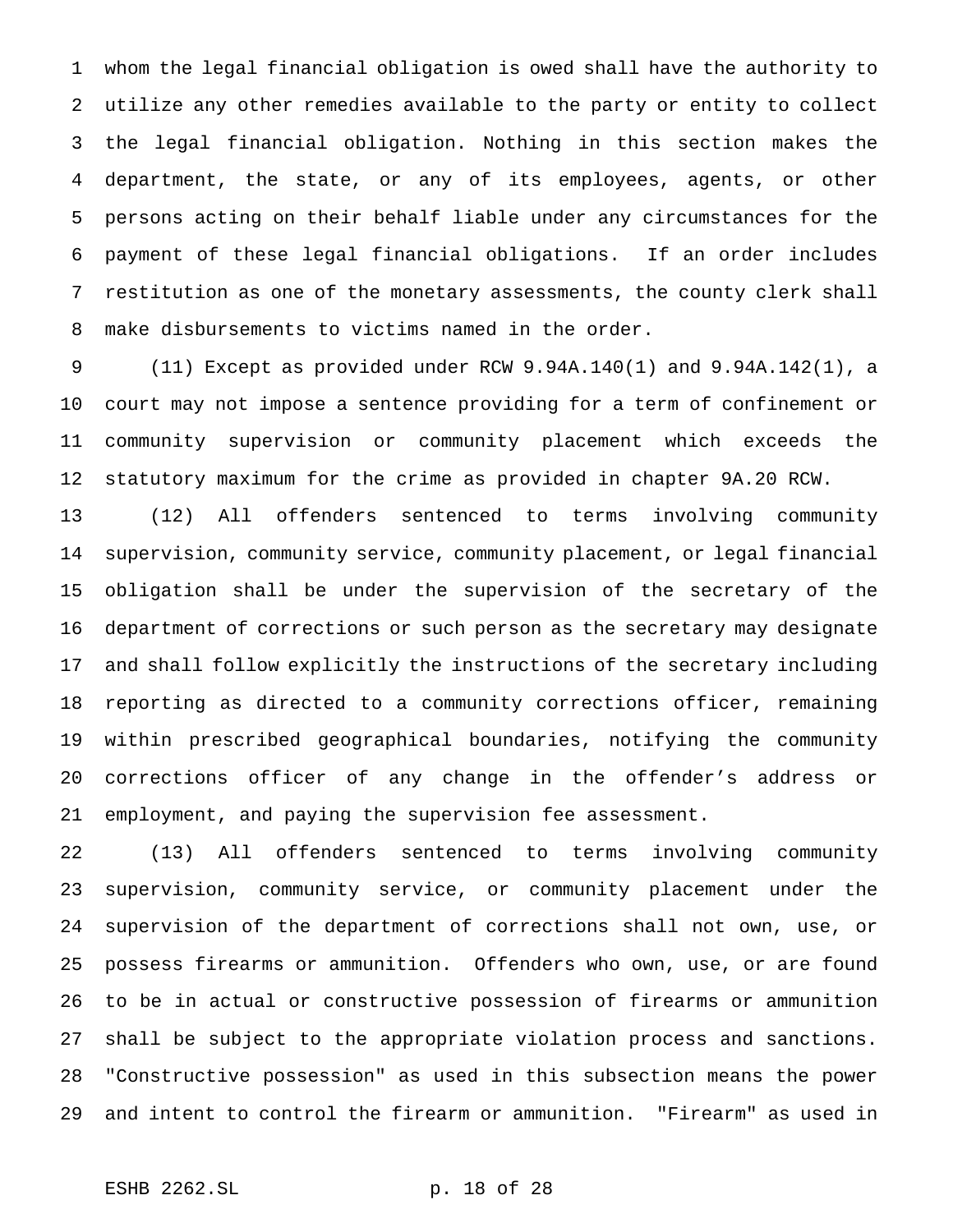whom the legal financial obligation is owed shall have the authority to utilize any other remedies available to the party or entity to collect the legal financial obligation. Nothing in this section makes the department, the state, or any of its employees, agents, or other persons acting on their behalf liable under any circumstances for the payment of these legal financial obligations. If an order includes restitution as one of the monetary assessments, the county clerk shall make disbursements to victims named in the order.

(11) Except as provided under RCW 9.94A.140(1) and 9.94A.142(1), a court may not impose a sentence providing for a term of confinement or community supervision or community placement which exceeds the statutory maximum for the crime as provided in chapter 9A.20 RCW.

(12) All offenders sentenced to terms involving community supervision, community service, community placement, or legal financial obligation shall be under the supervision of the secretary of the department of corrections or such person as the secretary may designate and shall follow explicitly the instructions of the secretary including reporting as directed to a community corrections officer, remaining within prescribed geographical boundaries, notifying the community corrections officer of any change in the offender's address or employment, and paying the supervision fee assessment.

(13) All offenders sentenced to terms involving community supervision, community service, or community placement under the supervision of the department of corrections shall not own, use, or possess firearms or ammunition. Offenders who own, use, or are found to be in actual or constructive possession of firearms or ammunition shall be subject to the appropriate violation process and sanctions. "Constructive possession" as used in this subsection means the power and intent to control the firearm or ammunition. "Firearm" as used in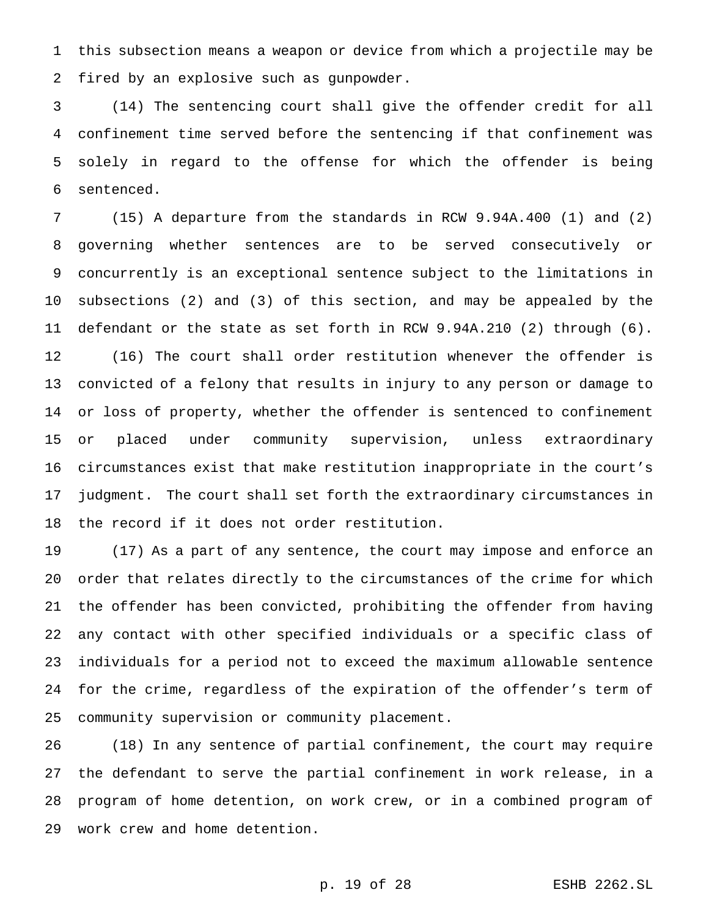this subsection means a weapon or device from which a projectile may be fired by an explosive such as gunpowder.

(14) The sentencing court shall give the offender credit for all confinement time served before the sentencing if that confinement was solely in regard to the offense for which the offender is being sentenced.

(15) A departure from the standards in RCW 9.94A.400 (1) and (2) governing whether sentences are to be served consecutively or concurrently is an exceptional sentence subject to the limitations in subsections (2) and (3) of this section, and may be appealed by the defendant or the state as set forth in RCW 9.94A.210 (2) through (6).

(16) The court shall order restitution whenever the offender is convicted of a felony that results in injury to any person or damage to or loss of property, whether the offender is sentenced to confinement or placed under community supervision, unless extraordinary circumstances exist that make restitution inappropriate in the court's judgment. The court shall set forth the extraordinary circumstances in the record if it does not order restitution.

(17) As a part of any sentence, the court may impose and enforce an order that relates directly to the circumstances of the crime for which the offender has been convicted, prohibiting the offender from having any contact with other specified individuals or a specific class of individuals for a period not to exceed the maximum allowable sentence for the crime, regardless of the expiration of the offender's term of community supervision or community placement.

(18) In any sentence of partial confinement, the court may require the defendant to serve the partial confinement in work release, in a program of home detention, on work crew, or in a combined program of work crew and home detention.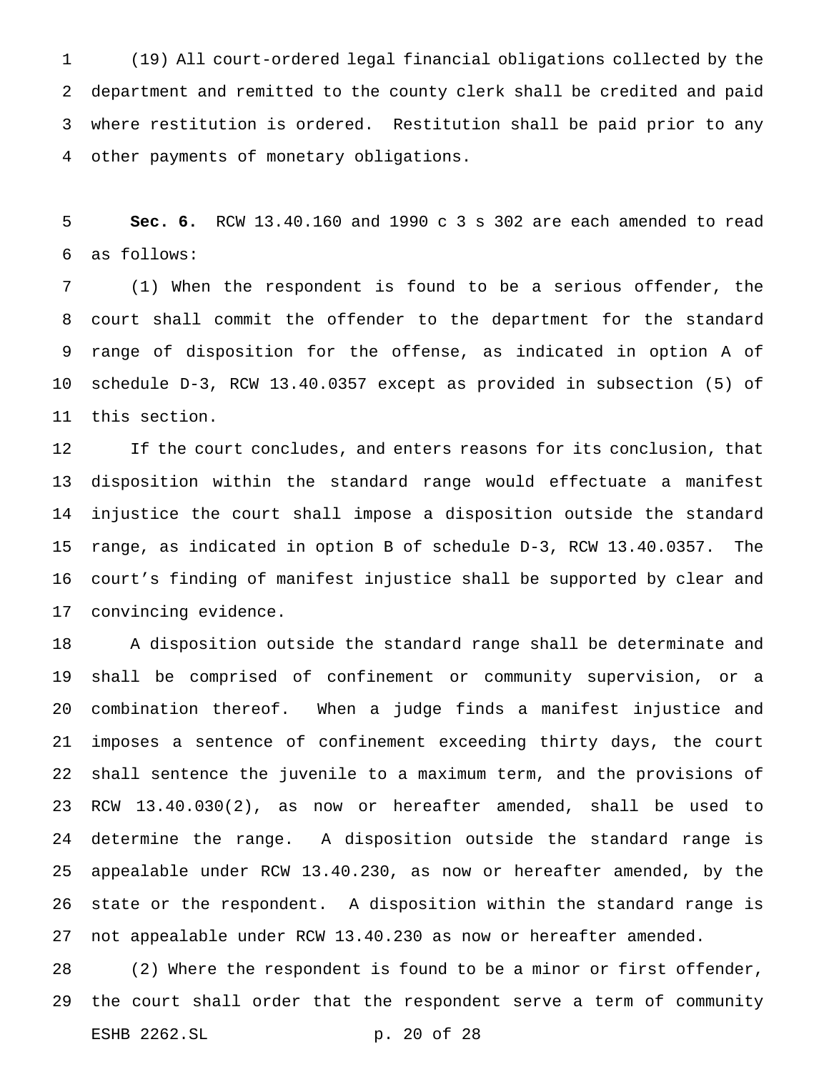(19) All court-ordered legal financial obligations collected by the department and remitted to the county clerk shall be credited and paid where restitution is ordered. Restitution shall be paid prior to any other payments of monetary obligations.

**Sec. 6.** RCW 13.40.160 and 1990 c 3 s 302 are each amended to read as follows:

(1) When the respondent is found to be a serious offender, the court shall commit the offender to the department for the standard range of disposition for the offense, as indicated in option A of schedule D-3, RCW 13.40.0357 except as provided in subsection (5) of this section.

If the court concludes, and enters reasons for its conclusion, that disposition within the standard range would effectuate a manifest injustice the court shall impose a disposition outside the standard range, as indicated in option B of schedule D-3, RCW 13.40.0357. The court's finding of manifest injustice shall be supported by clear and convincing evidence.

A disposition outside the standard range shall be determinate and shall be comprised of confinement or community supervision, or a combination thereof. When a judge finds a manifest injustice and imposes a sentence of confinement exceeding thirty days, the court shall sentence the juvenile to a maximum term, and the provisions of RCW 13.40.030(2), as now or hereafter amended, shall be used to determine the range. A disposition outside the standard range is appealable under RCW 13.40.230, as now or hereafter amended, by the state or the respondent. A disposition within the standard range is not appealable under RCW 13.40.230 as now or hereafter amended.

(2) Where the respondent is found to be a minor or first offender, the court shall order that the respondent serve a term of community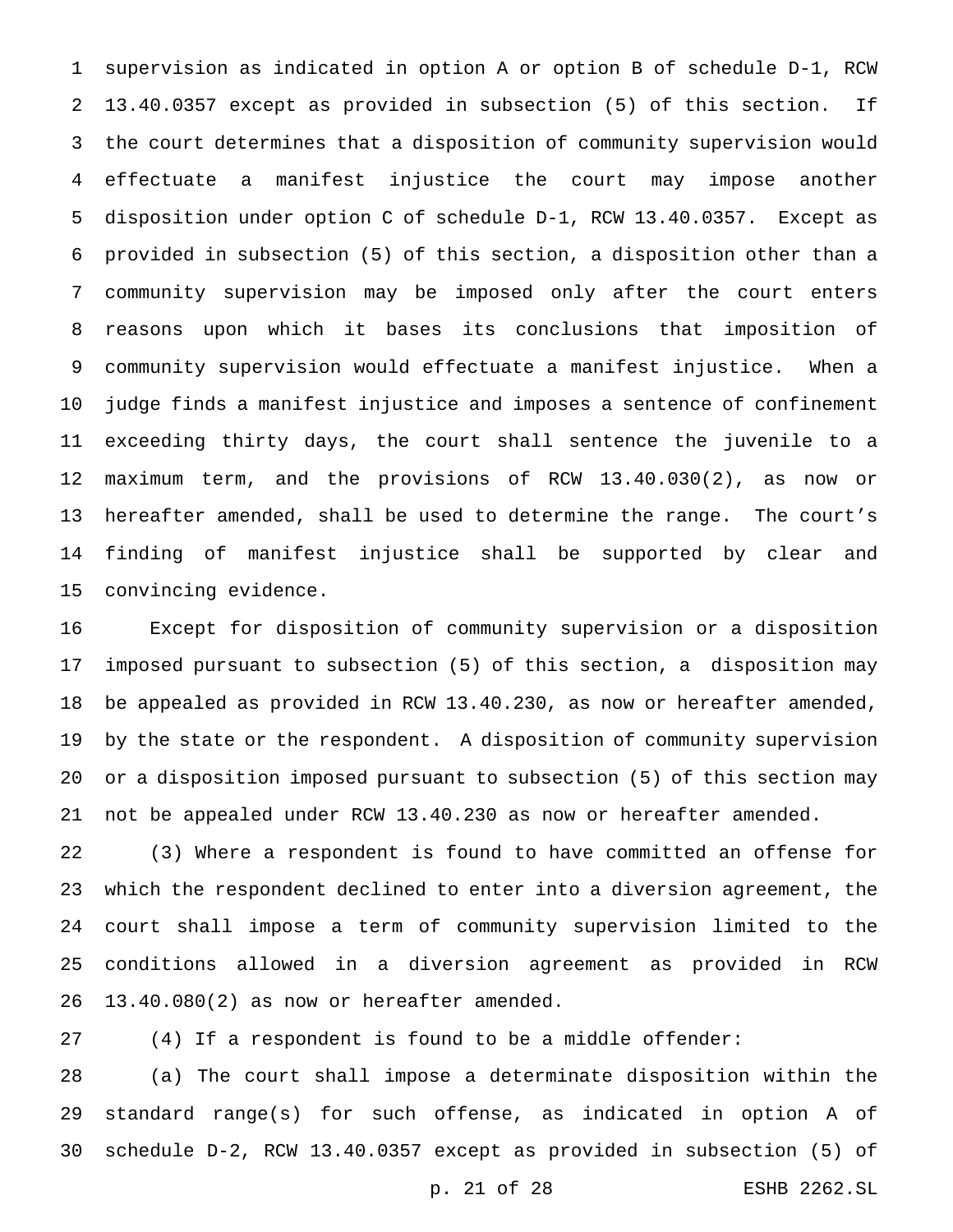supervision as indicated in option A or option B of schedule D-1, RCW 13.40.0357 except as provided in subsection (5) of this section. If the court determines that a disposition of community supervision would effectuate a manifest injustice the court may impose another disposition under option C of schedule D-1, RCW 13.40.0357. Except as provided in subsection (5) of this section, a disposition other than a community supervision may be imposed only after the court enters reasons upon which it bases its conclusions that imposition of community supervision would effectuate a manifest injustice. When a judge finds a manifest injustice and imposes a sentence of confinement exceeding thirty days, the court shall sentence the juvenile to a maximum term, and the provisions of RCW 13.40.030(2), as now or hereafter amended, shall be used to determine the range. The court's finding of manifest injustice shall be supported by clear and convincing evidence.

Except for disposition of community supervision or a disposition imposed pursuant to subsection (5) of this section, a disposition may be appealed as provided in RCW 13.40.230, as now or hereafter amended, by the state or the respondent. A disposition of community supervision or a disposition imposed pursuant to subsection (5) of this section may not be appealed under RCW 13.40.230 as now or hereafter amended.

(3) Where a respondent is found to have committed an offense for which the respondent declined to enter into a diversion agreement, the court shall impose a term of community supervision limited to the conditions allowed in a diversion agreement as provided in RCW 13.40.080(2) as now or hereafter amended.

(4) If a respondent is found to be a middle offender:

(a) The court shall impose a determinate disposition within the standard range(s) for such offense, as indicated in option A of schedule D-2, RCW 13.40.0357 except as provided in subsection (5) of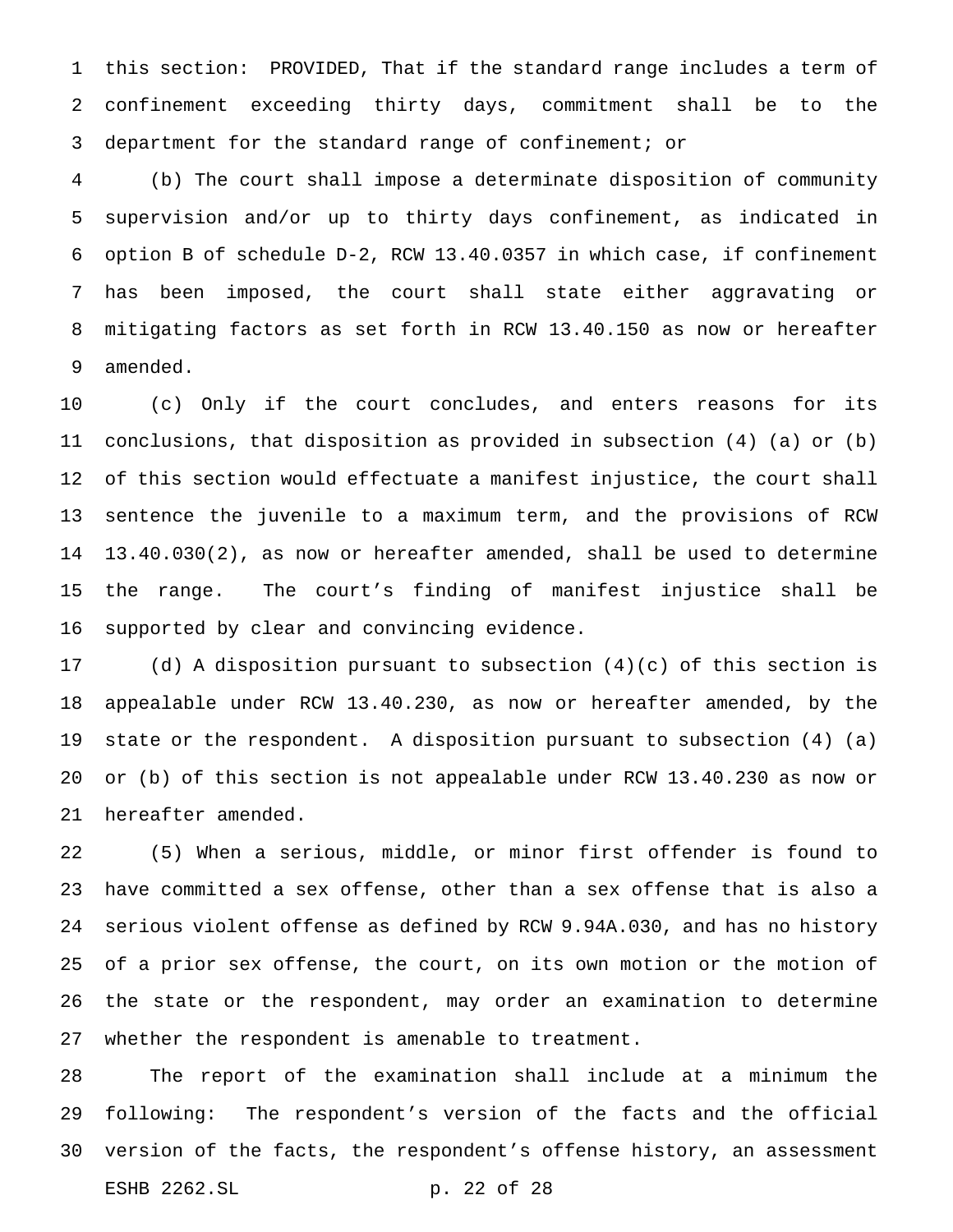this section: PROVIDED, That if the standard range includes a term of confinement exceeding thirty days, commitment shall be to the department for the standard range of confinement; or

(b) The court shall impose a determinate disposition of community supervision and/or up to thirty days confinement, as indicated in option B of schedule D-2, RCW 13.40.0357 in which case, if confinement has been imposed, the court shall state either aggravating or mitigating factors as set forth in RCW 13.40.150 as now or hereafter amended.

(c) Only if the court concludes, and enters reasons for its conclusions, that disposition as provided in subsection (4) (a) or (b) of this section would effectuate a manifest injustice, the court shall sentence the juvenile to a maximum term, and the provisions of RCW 13.40.030(2), as now or hereafter amended, shall be used to determine the range. The court's finding of manifest injustice shall be supported by clear and convincing evidence.

(d) A disposition pursuant to subsection (4)(c) of this section is appealable under RCW 13.40.230, as now or hereafter amended, by the state or the respondent. A disposition pursuant to subsection (4) (a) or (b) of this section is not appealable under RCW 13.40.230 as now or hereafter amended.

(5) When a serious, middle, or minor first offender is found to have committed a sex offense, other than a sex offense that is also a serious violent offense as defined by RCW 9.94A.030, and has no history of a prior sex offense, the court, on its own motion or the motion of the state or the respondent, may order an examination to determine whether the respondent is amenable to treatment.

The report of the examination shall include at a minimum the following: The respondent's version of the facts and the official version of the facts, the respondent's offense history, an assessment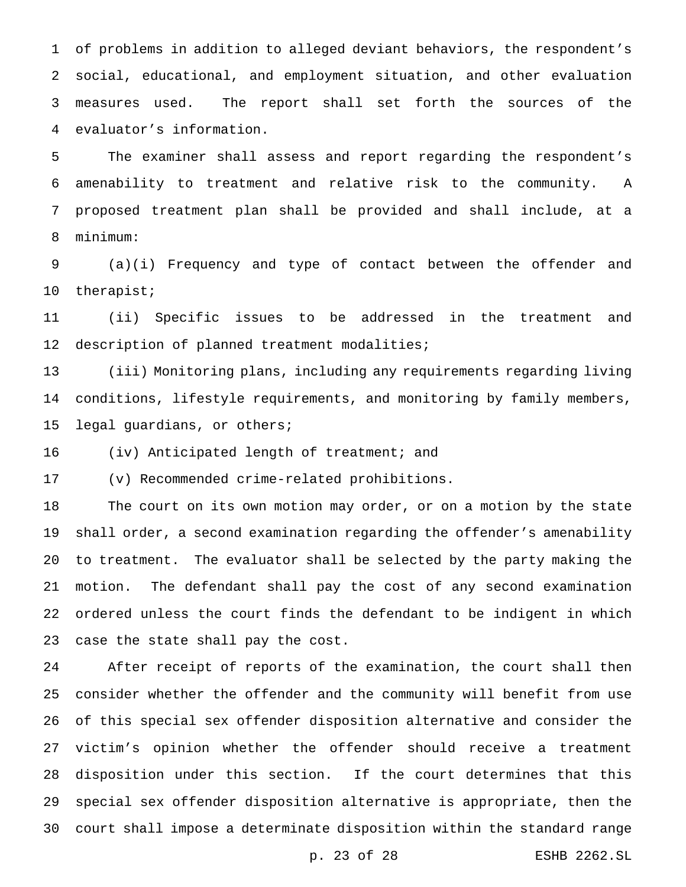of problems in addition to alleged deviant behaviors, the respondent's social, educational, and employment situation, and other evaluation measures used. The report shall set forth the sources of the evaluator's information.

The examiner shall assess and report regarding the respondent's amenability to treatment and relative risk to the community. A proposed treatment plan shall be provided and shall include, at a minimum:

(a)(i) Frequency and type of contact between the offender and therapist;

(ii) Specific issues to be addressed in the treatment and description of planned treatment modalities;

(iii) Monitoring plans, including any requirements regarding living conditions, lifestyle requirements, and monitoring by family members, legal guardians, or others;

(iv) Anticipated length of treatment; and

(v) Recommended crime-related prohibitions.

The court on its own motion may order, or on a motion by the state shall order, a second examination regarding the offender's amenability to treatment. The evaluator shall be selected by the party making the motion. The defendant shall pay the cost of any second examination ordered unless the court finds the defendant to be indigent in which case the state shall pay the cost.

After receipt of reports of the examination, the court shall then consider whether the offender and the community will benefit from use of this special sex offender disposition alternative and consider the victim's opinion whether the offender should receive a treatment disposition under this section. If the court determines that this special sex offender disposition alternative is appropriate, then the court shall impose a determinate disposition within the standard range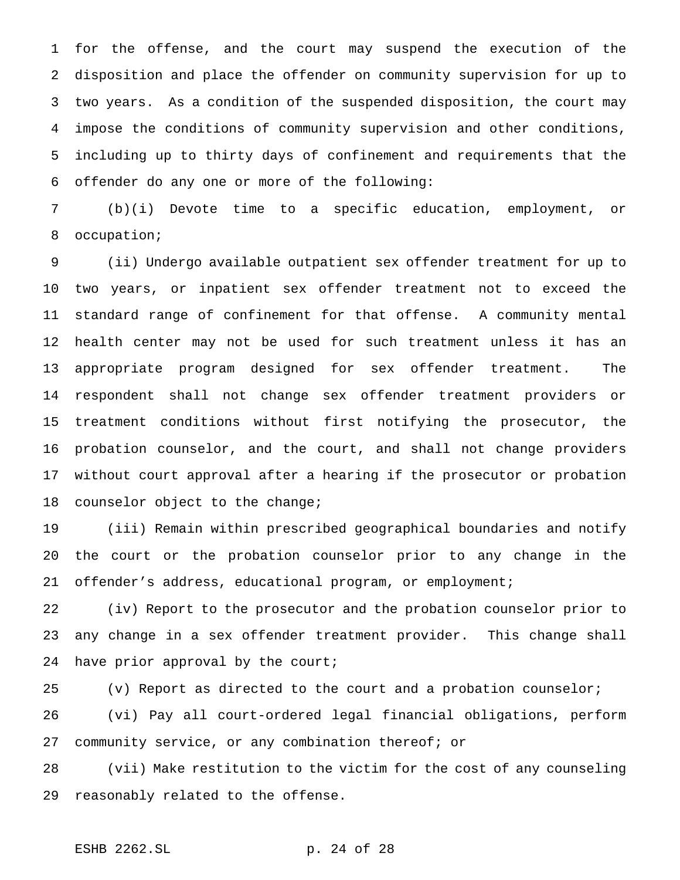for the offense, and the court may suspend the execution of the disposition and place the offender on community supervision for up to two years. As a condition of the suspended disposition, the court may impose the conditions of community supervision and other conditions, including up to thirty days of confinement and requirements that the offender do any one or more of the following:

(b)(i) Devote time to a specific education, employment, or occupation;

(ii) Undergo available outpatient sex offender treatment for up to two years, or inpatient sex offender treatment not to exceed the standard range of confinement for that offense. A community mental health center may not be used for such treatment unless it has an appropriate program designed for sex offender treatment. The respondent shall not change sex offender treatment providers or treatment conditions without first notifying the prosecutor, the probation counselor, and the court, and shall not change providers without court approval after a hearing if the prosecutor or probation counselor object to the change;

(iii) Remain within prescribed geographical boundaries and notify the court or the probation counselor prior to any change in the offender's address, educational program, or employment;

(iv) Report to the prosecutor and the probation counselor prior to any change in a sex offender treatment provider. This change shall have prior approval by the court;

(v) Report as directed to the court and a probation counselor;

(vi) Pay all court-ordered legal financial obligations, perform community service, or any combination thereof; or

(vii) Make restitution to the victim for the cost of any counseling reasonably related to the offense.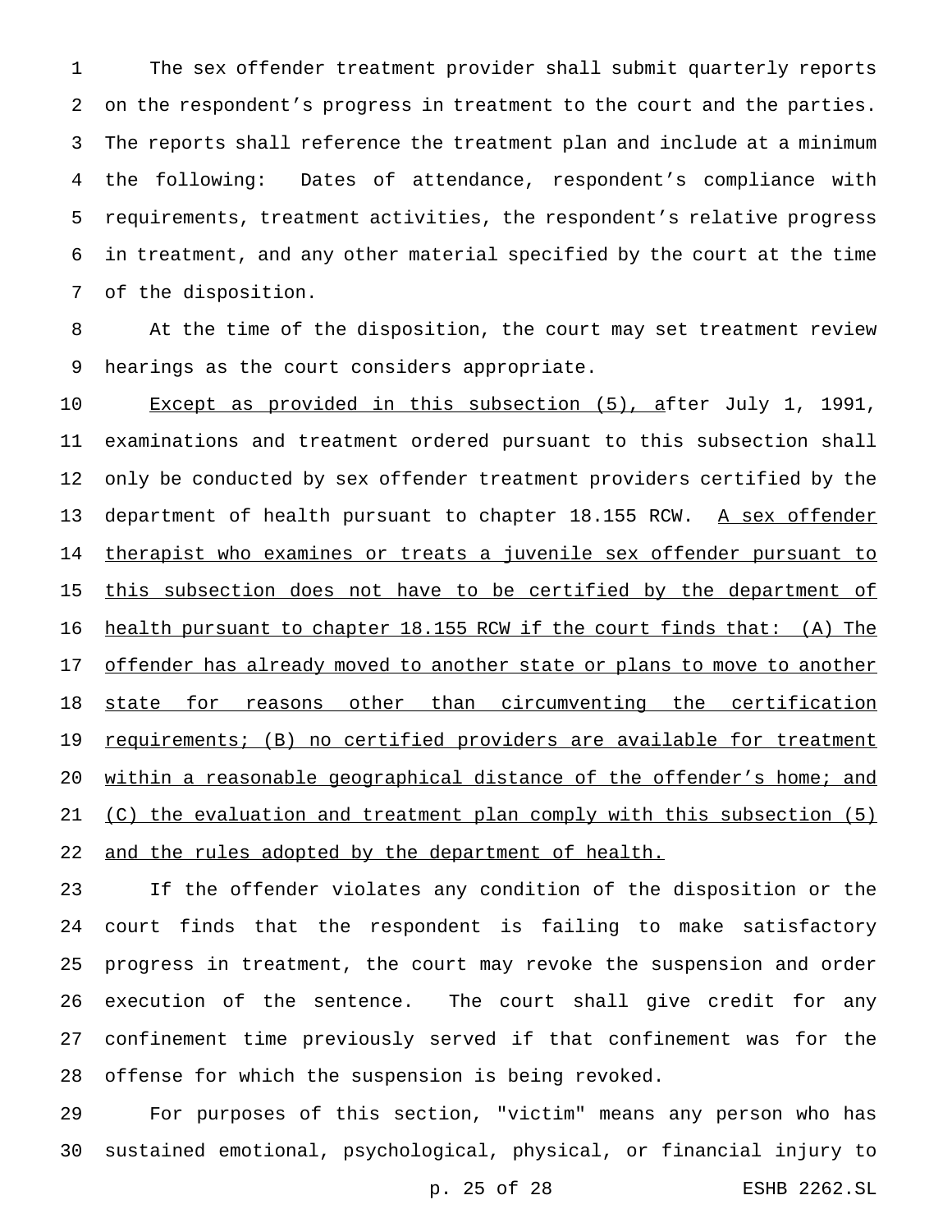The sex offender treatment provider shall submit quarterly reports on the respondent's progress in treatment to the court and the parties. The reports shall reference the treatment plan and include at a minimum the following: Dates of attendance, respondent's compliance with requirements, treatment activities, the respondent's relative progress in treatment, and any other material specified by the court at the time of the disposition.

At the time of the disposition, the court may set treatment review hearings as the court considers appropriate.

<u>Except as provided in this subsection (5), a</u>fter July 1, 1991, examinations and treatment ordered pursuant to this subsection shall only be conducted by sex offender treatment providers certified by the department of health pursuant to chapter 18.155 RCW. <u>A sex offender therapist who examines or treats a juvenile sex offender pursuant to this subsection does not have to be certified by the department of health pursuant to chapter 18.155 RCW if the court finds that: (A) The offender has already moved to another state or plans to move to another state for reasons other than circumventing the certification requirements; (B) no certified providers are available for treatment within a reasonable geographical distance of the offender's home; and (C) the evaluation and treatment plan comply with this subsection (5) and the rules adopted by the department of health.</u>

If the offender violates any condition of the disposition or the court finds that the respondent is failing to make satisfactory progress in treatment, the court may revoke the suspension and order execution of the sentence. The court shall give credit for any confinement time previously served if that confinement was for the offense for which the suspension is being revoked.

For purposes of this section, "victim" means any person who has sustained emotional, psychological, physical, or financial injury to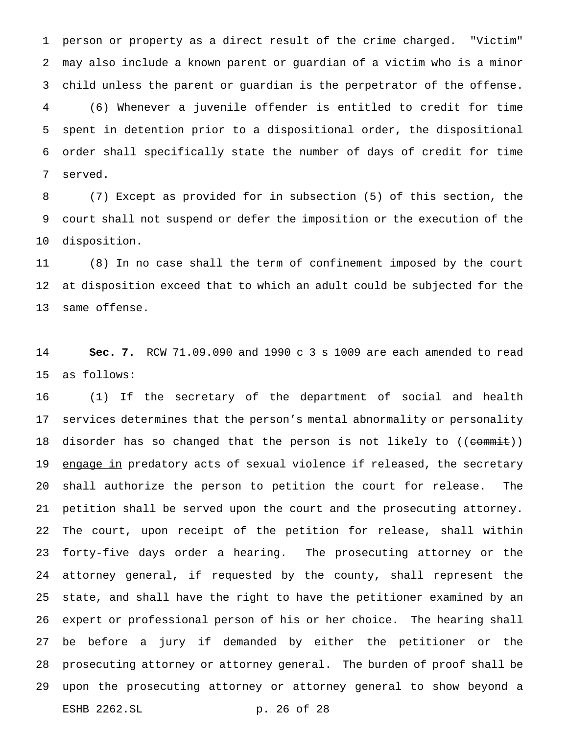person or property as a direct result of the crime charged. "Victim" may also include a known parent or guardian of a victim who is a minor child unless the parent or guardian is the perpetrator of the offense.

(6) Whenever a juvenile offender is entitled to credit for time spent in detention prior to a dispositional order, the dispositional order shall specifically state the number of days of credit for time served.

(7) Except as provided for in subsection (5) of this section, the court shall not suspend or defer the imposition or the execution of the disposition.

(8) In no case shall the term of confinement imposed by the court at disposition exceed that to which an adult could be subjected for the same offense.

**Sec. 7.** RCW 71.09.090 and 1990 c 3 s 1009 are each amended to read as follows:

(1) If the secretary of the department of social and health services determines that the person's mental abnormality or personality disorder has so changed that the person is not likely to ((~~commit~~)) <u>engage in</u> predatory acts of sexual violence if released, the secretary shall authorize the person to petition the court for release. The petition shall be served upon the court and the prosecuting attorney. The court, upon receipt of the petition for release, shall within forty-five days order a hearing. The prosecuting attorney or the attorney general, if requested by the county, shall represent the state, and shall have the right to have the petitioner examined by an expert or professional person of his or her choice. The hearing shall be before a jury if demanded by either the petitioner or the prosecuting attorney or attorney general. The burden of proof shall be upon the prosecuting attorney or attorney general to show beyond a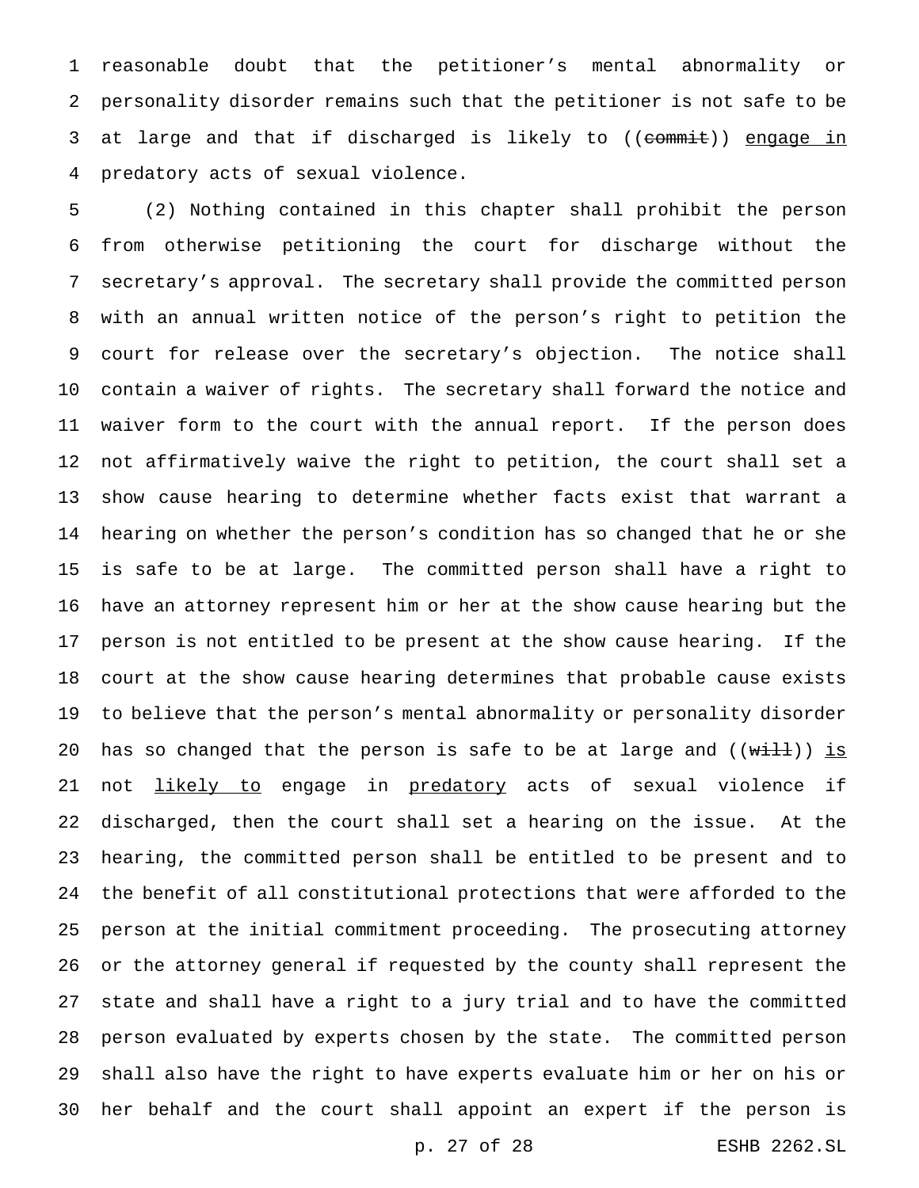reasonable doubt that the petitioner's mental abnormality or personality disorder remains such that the petitioner is not safe to be at large and that if discharged is likely to ((~~commit~~)) <u>engage in</u> predatory acts of sexual violence.

(2) Nothing contained in this chapter shall prohibit the person from otherwise petitioning the court for discharge without the secretary's approval. The secretary shall provide the committed person with an annual written notice of the person's right to petition the court for release over the secretary's objection. The notice shall contain a waiver of rights. The secretary shall forward the notice and waiver form to the court with the annual report. If the person does not affirmatively waive the right to petition, the court shall set a show cause hearing to determine whether facts exist that warrant a hearing on whether the person's condition has so changed that he or she is safe to be at large. The committed person shall have a right to have an attorney represent him or her at the show cause hearing but the person is not entitled to be present at the show cause hearing. If the court at the show cause hearing determines that probable cause exists to believe that the person's mental abnormality or personality disorder has so changed that the person is safe to be at large and ((~~will~~)) <u>is</u> not <u>likely to</u> engage in <u>predatory</u> acts of sexual violence if discharged, then the court shall set a hearing on the issue. At the hearing, the committed person shall be entitled to be present and to the benefit of all constitutional protections that were afforded to the person at the initial commitment proceeding. The prosecuting attorney or the attorney general if requested by the county shall represent the state and shall have a right to a jury trial and to have the committed person evaluated by experts chosen by the state. The committed person shall also have the right to have experts evaluate him or her on his or her behalf and the court shall appoint an expert if the person is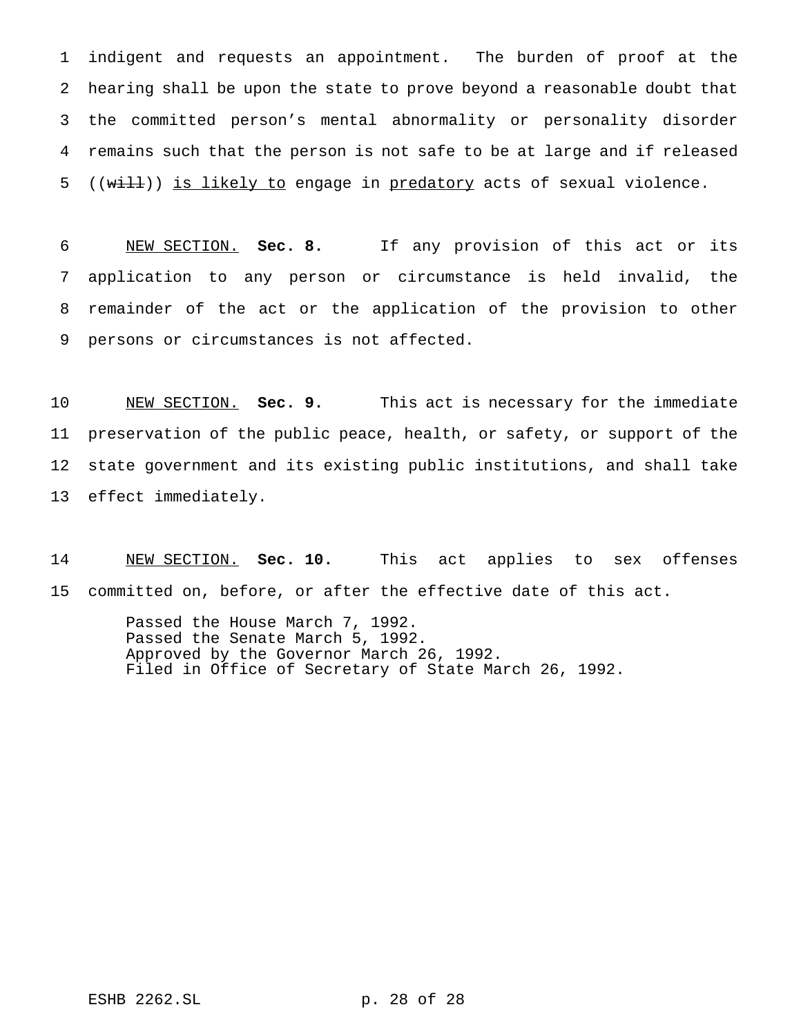indigent and requests an appointment. The burden of proof at the hearing shall be upon the state to prove beyond a reasonable doubt that the committed person's mental abnormality or personality disorder remains such that the person is not safe to be at large and if released ((~~will~~)) <u>is likely to</u> engage in <u>predatory</u> acts of sexual violence.

<u>NEW SECTION.</u> **Sec. 8.** If any provision of this act or its application to any person or circumstance is held invalid, the remainder of the act or the application of the provision to other persons or circumstances is not affected.

<u>NEW SECTION.</u> **Sec. 9.** This act is necessary for the immediate preservation of the public peace, health, or safety, or support of the state government and its existing public institutions, and shall take effect immediately.

<u>NEW SECTION.</u> **Sec. 10.** This act applies to sex offenses committed on, before, or after the effective date of this act.

Passed the House March 7, 1992.
Passed the Senate March 5, 1992.
Approved by the Governor March 26, 1992.
Filed in Office of Secretary of State March 26, 1992.